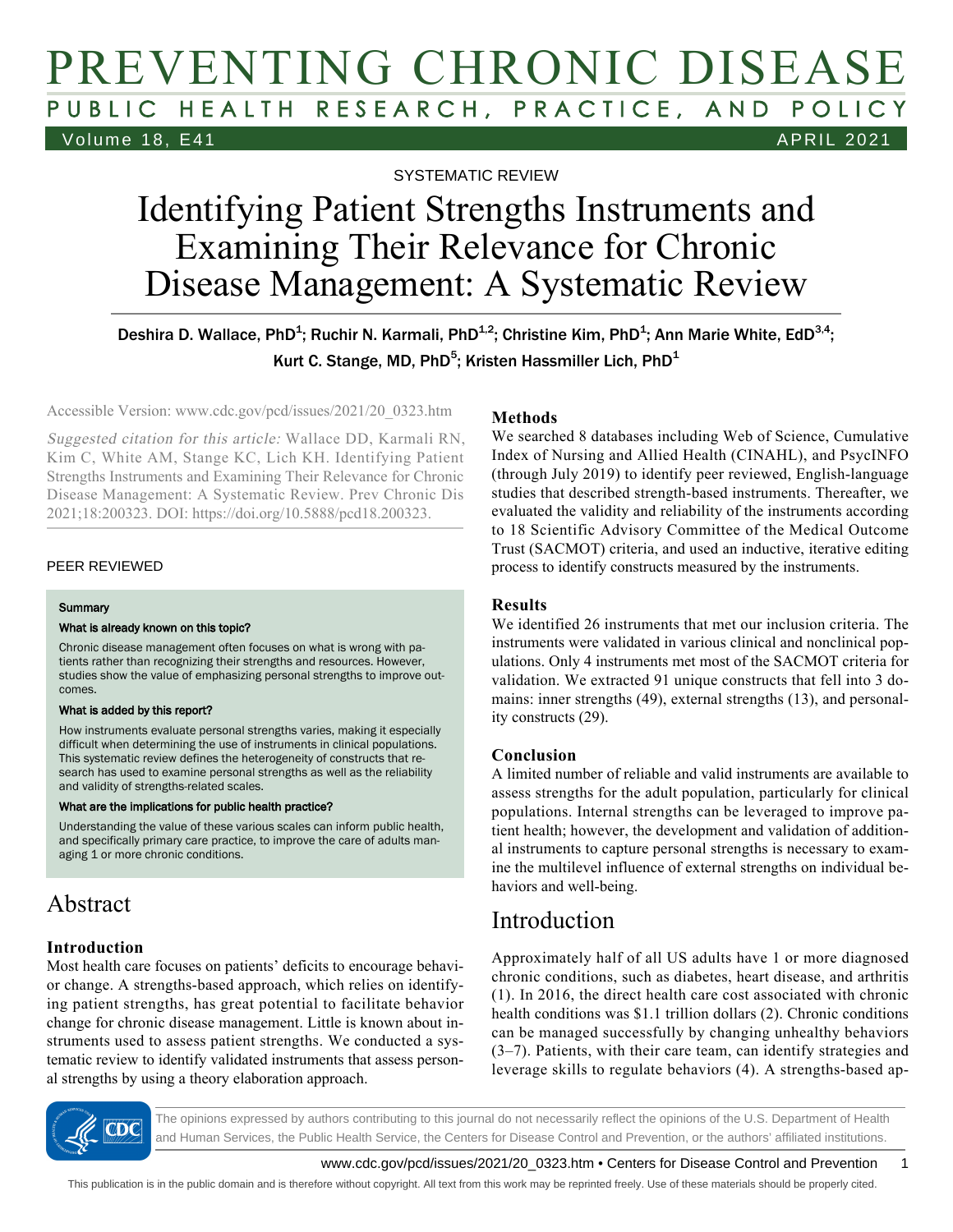SYSTEMATIC REVIEW

# Identifying Patient Strengths Instruments and Examining Their Relevance for Chronic Disease Management: A Systematic Review

Deshira D. Wallace, PhD[1]; Ruchir N. Karmali, PhD[1,2]; Christine Kim, PhD[1]; Ann Marie White, EdD[3,4]; Kurt C. Stange, MD, PhD[5]; Kristen Hassmiller Lich, PhD[1]

Accessible Version: www.cdc.gov/pcd/issues/2021/20_0323.htm

*Suggested citation for this article:* Wallace DD, Karmali RN, Kim C, White AM, Stange KC, Lich KH. Identifying Patient Strengths Instruments and Examining Their Relevance for Chronic Disease Management: A Systematic Review. Prev Chronic Dis 2021;18:200323. DOI: https://doi.org/10.5888/pcd18.200323.

PEER REVIEWED

**Summary**

**What is already known on this topic?**

Chronic disease management often focuses on what is wrong with patients rather than recognizing their strengths and resources. However, studies show the value of emphasizing personal strengths to improve outcomes.

**What is added by this report?**

How instruments evaluate personal strengths varies, making it especially difficult when determining the use of instruments in clinical populations. This systematic review defines the heterogeneity of constructs that research has used to examine personal strengths as well as the reliability and validity of strengths-related scales.

**What are the implications for public health practice?**

Understanding the value of these various scales can inform public health, and specifically primary care practice, to improve the care of adults managing 1 or more chronic conditions.

## Abstract

### Introduction

Most health care focuses on patients' deficits to encourage behavior change. A strengths-based approach, which relies on identifying patient strengths, has great potential to facilitate behavior change for chronic disease management. Little is known about instruments used to assess patient strengths. We conducted a systematic review to identify validated instruments that assess personal strengths by using a theory elaboration approach.

### Methods

We searched 8 databases including Web of Science, Cumulative Index of Nursing and Allied Health (CINAHL), and PsycINFO (through July 2019) to identify peer reviewed, English-language studies that described strength-based instruments. Thereafter, we evaluated the validity and reliability of the instruments according to 18 Scientific Advisory Committee of the Medical Outcome Trust (SACMOT) criteria, and used an inductive, iterative editing process to identify constructs measured by the instruments.

### Results

We identified 26 instruments that met our inclusion criteria. The instruments were validated in various clinical and nonclinical populations. Only 4 instruments met most of the SACMOT criteria for validation. We extracted 91 unique constructs that fell into 3 domains: inner strengths (49), external strengths (13), and personality constructs (29).

### Conclusion

A limited number of reliable and valid instruments are available to assess strengths for the adult population, particularly for clinical populations. Internal strengths can be leveraged to improve patient health; however, the development and validation of additional instruments to capture personal strengths is necessary to examine the multilevel influence of external strengths on individual behaviors and well-being.

## Introduction

Approximately half of all US adults have 1 or more diagnosed chronic conditions, such as diabetes, heart disease, and arthritis (1). In 2016, the direct health care cost associated with chronic health conditions was $1.1 trillion dollars (2). Chronic conditions can be managed successfully by changing unhealthy behaviors (3–7). Patients, with their care team, can identify strategies and leverage skills to regulate behaviors (4). A strengths-based ap-

The opinions expressed by authors contributing to this journal do not necessarily reflect the opinions of the U.S. Department of Health and Human Services, the Public Health Service, the Centers for Disease Control and Prevention, or the authors' affiliated institutions.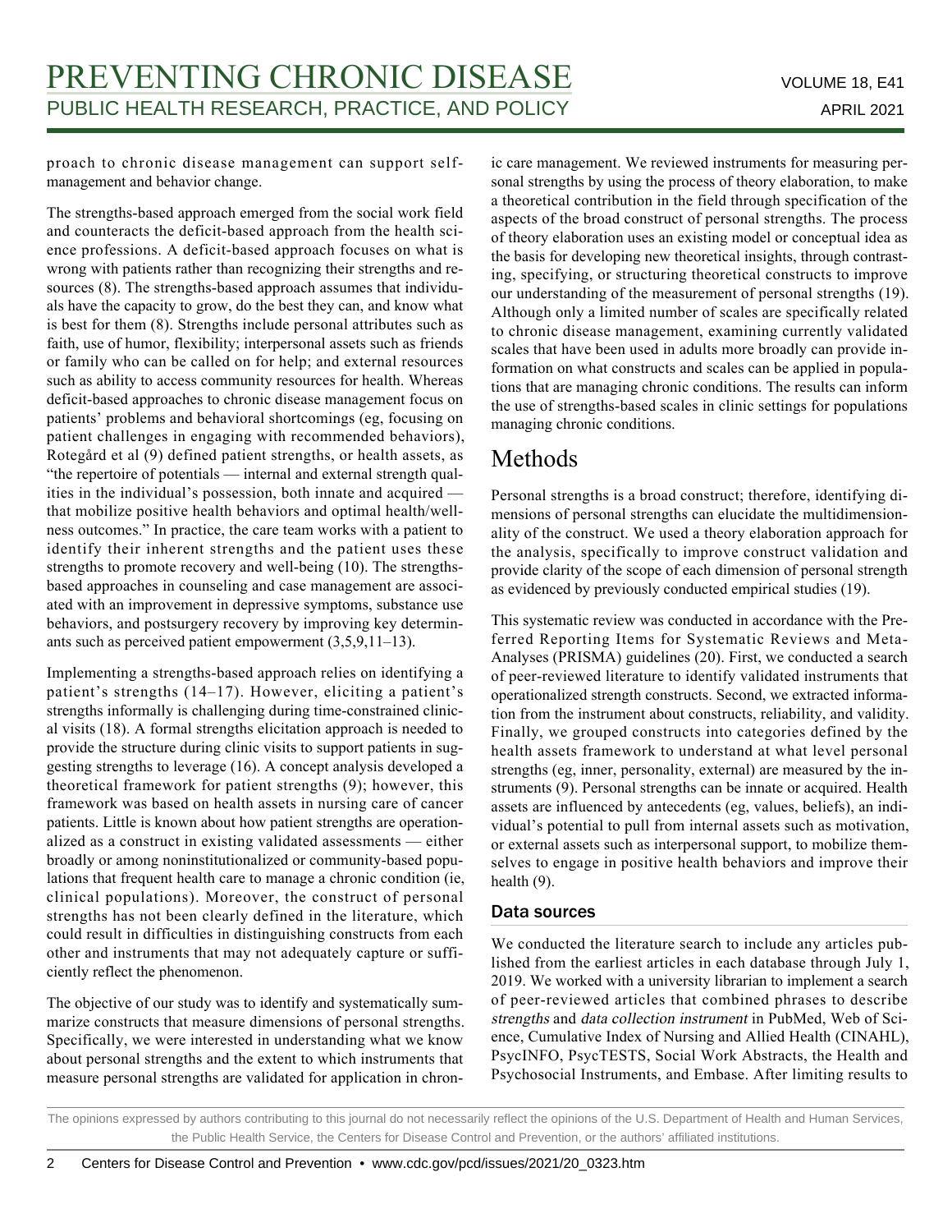proach to chronic disease management can support self-management and behavior change.

The strengths-based approach emerged from the social work field and counteracts the deficit-based approach from the health science professions. A deficit-based approach focuses on what is wrong with patients rather than recognizing their strengths and resources (8). The strengths-based approach assumes that individuals have the capacity to grow, do the best they can, and know what is best for them (8). Strengths include personal attributes such as faith, use of humor, flexibility; interpersonal assets such as friends or family who can be called on for help; and external resources such as ability to access community resources for health. Whereas deficit-based approaches to chronic disease management focus on patients' problems and behavioral shortcomings (eg, focusing on patient challenges in engaging with recommended behaviors), Rotegård et al (9) defined patient strengths, or health assets, as "the repertoire of potentials — internal and external strength qualities in the individual's possession, both innate and acquired — that mobilize positive health behaviors and optimal health/wellness outcomes." In practice, the care team works with a patient to identify their inherent strengths and the patient uses these strengths to promote recovery and well-being (10). The strengths-based approaches in counseling and case management are associated with an improvement in depressive symptoms, substance use behaviors, and postsurgery recovery by improving key determinants such as perceived patient empowerment (3,5,9,11–13).

Implementing a strengths-based approach relies on identifying a patient's strengths (14–17). However, eliciting a patient's strengths informally is challenging during time-constrained clinical visits (18). A formal strengths elicitation approach is needed to provide the structure during clinic visits to support patients in suggesting strengths to leverage (16). A concept analysis developed a theoretical framework for patient strengths (9); however, this framework was based on health assets in nursing care of cancer patients. Little is known about how patient strengths are operationalized as a construct in existing validated assessments — either broadly or among noninstitutionalized or community-based populations that frequent health care to manage a chronic condition (ie, clinical populations). Moreover, the construct of personal strengths has not been clearly defined in the literature, which could result in difficulties in distinguishing constructs from each other and instruments that may not adequately capture or sufficiently reflect the phenomenon.

The objective of our study was to identify and systematically summarize constructs that measure dimensions of personal strengths. Specifically, we were interested in understanding what we know about personal strengths and the extent to which instruments that measure personal strengths are validated for application in chronic care management. We reviewed instruments for measuring personal strengths by using the process of theory elaboration, to make a theoretical contribution in the field through specification of the aspects of the broad construct of personal strengths. The process of theory elaboration uses an existing model or conceptual idea as the basis for developing new theoretical insights, through contrasting, specifying, or structuring theoretical constructs to improve our understanding of the measurement of personal strengths (19). Although only a limited number of scales are specifically related to chronic disease management, examining currently validated scales that have been used in adults more broadly can provide information on what constructs and scales can be applied in populations that are managing chronic conditions. The results can inform the use of strengths-based scales in clinic settings for populations managing chronic conditions.

# Methods

Personal strengths is a broad construct; therefore, identifying dimensions of personal strengths can elucidate the multidimensionality of the construct. We used a theory elaboration approach for the analysis, specifically to improve construct validation and provide clarity of the scope of each dimension of personal strength as evidenced by previously conducted empirical studies (19).

This systematic review was conducted in accordance with the Preferred Reporting Items for Systematic Reviews and Meta-Analyses (PRISMA) guidelines (20). First, we conducted a search of peer-reviewed literature to identify validated instruments that operationalized strength constructs. Second, we extracted information from the instrument about constructs, reliability, and validity. Finally, we grouped constructs into categories defined by the health assets framework to understand at what level personal strengths (eg, inner, personality, external) are measured by the instruments (9). Personal strengths can be innate or acquired. Health assets are influenced by antecedents (eg, values, beliefs), an individual's potential to pull from internal assets such as motivation, or external assets such as interpersonal support, to mobilize themselves to engage in positive health behaviors and improve their health (9).

## Data sources

We conducted the literature search to include any articles published from the earliest articles in each database through July 1, 2019. We worked with a university librarian to implement a search of peer-reviewed articles that combined phrases to describe *strengths* and *data collection instrument* in PubMed, Web of Science, Cumulative Index of Nursing and Allied Health (CINAHL), PsycINFO, PsycTESTS, Social Work Abstracts, the Health and Psychosocial Instruments, and Embase. After limiting results to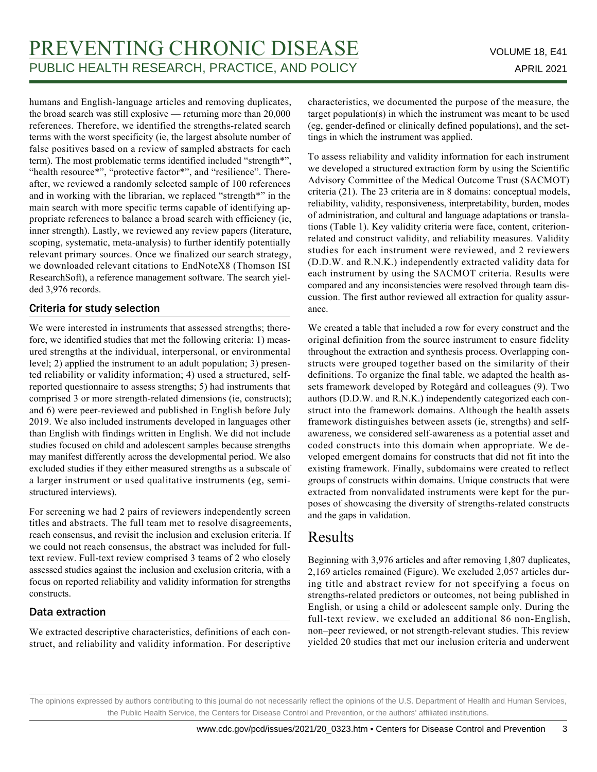humans and English-language articles and removing duplicates, the broad search was still explosive — returning more than 20,000 references. Therefore, we identified the strengths-related search terms with the worst specificity (ie, the largest absolute number of false positives based on a review of sampled abstracts for each term). The most problematic terms identified included "strength*", "health resource*", "protective factor*", and "resilience". Thereafter, we reviewed a randomly selected sample of 100 references and in working with the librarian, we replaced "strength*" in the main search with more specific terms capable of identifying appropriate references to balance a broad search with efficiency (ie, inner strength). Lastly, we reviewed any review papers (literature, scoping, systematic, meta-analysis) to further identify potentially relevant primary sources. Once we finalized our search strategy, we downloaded relevant citations to EndNoteX8 (Thomson ISI ResearchSoft), a reference management software. The search yielded 3,976 records.

### Criteria for study selection

We were interested in instruments that assessed strengths; therefore, we identified studies that met the following criteria: 1) measured strengths at the individual, interpersonal, or environmental level; 2) applied the instrument to an adult population; 3) presented reliability or validity information; 4) used a structured, self-reported questionnaire to assess strengths; 5) had instruments that comprised 3 or more strength-related dimensions (ie, constructs); and 6) were peer-reviewed and published in English before July 2019. We also included instruments developed in languages other than English with findings written in English. We did not include studies focused on child and adolescent samples because strengths may manifest differently across the developmental period. We also excluded studies if they either measured strengths as a subscale of a larger instrument or used qualitative instruments (eg, semi-structured interviews).

For screening we had 2 pairs of reviewers independently screen titles and abstracts. The full team met to resolve disagreements, reach consensus, and revisit the inclusion and exclusion criteria. If we could not reach consensus, the abstract was included for full-text review. Full-text review comprised 3 teams of 2 who closely assessed studies against the inclusion and exclusion criteria, with a focus on reported reliability and validity information for strengths constructs.

### Data extraction

We extracted descriptive characteristics, definitions of each construct, and reliability and validity information. For descriptive characteristics, we documented the purpose of the measure, the target population(s) in which the instrument was meant to be used (eg, gender-defined or clinically defined populations), and the settings in which the instrument was applied.

To assess reliability and validity information for each instrument we developed a structured extraction form by using the Scientific Advisory Committee of the Medical Outcome Trust (SACMOT) criteria (21). The 23 criteria are in 8 domains: conceptual models, reliability, validity, responsiveness, interpretability, burden, modes of administration, and cultural and language adaptations or translations (Table 1). Key validity criteria were face, content, criterion-related and construct validity, and reliability measures. Validity studies for each instrument were reviewed, and 2 reviewers (D.D.W. and R.N.K.) independently extracted validity data for each instrument by using the SACMOT criteria. Results were compared and any inconsistencies were resolved through team discussion. The first author reviewed all extraction for quality assurance.

We created a table that included a row for every construct and the original definition from the source instrument to ensure fidelity throughout the extraction and synthesis process. Overlapping constructs were grouped together based on the similarity of their definitions. To organize the final table, we adapted the health assets framework developed by Rotegård and colleagues (9). Two authors (D.D.W. and R.N.K.) independently categorized each construct into the framework domains. Although the health assets framework distinguishes between assets (ie, strengths) and self-awareness, we considered self-awareness as a potential asset and coded constructs into this domain when appropriate. We developed emergent domains for constructs that did not fit into the existing framework. Finally, subdomains were created to reflect groups of constructs within domains. Unique constructs that were extracted from nonvalidated instruments were kept for the purposes of showcasing the diversity of strengths-related constructs and the gaps in validation.

## Results

Beginning with 3,976 articles and after removing 1,807 duplicates, 2,169 articles remained (Figure). We excluded 2,057 articles during title and abstract review for not specifying a focus on strengths-related predictors or outcomes, not being published in English, or using a child or adolescent sample only. During the full-text review, we excluded an additional 86 non-English, non–peer reviewed, or not strength-relevant studies. This review yielded 20 studies that met our inclusion criteria and underwent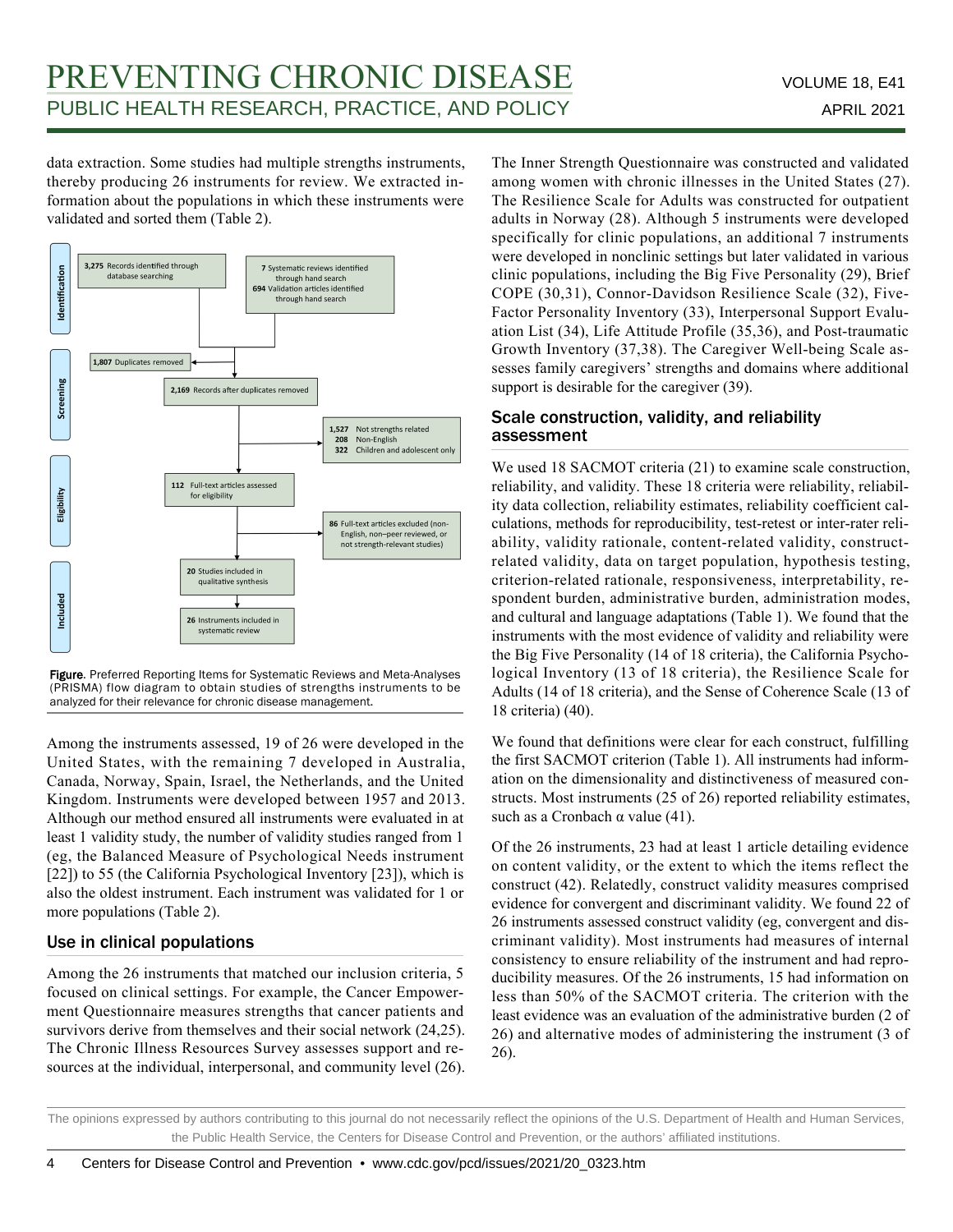data extraction. Some studies had multiple strengths instruments, thereby producing 26 instruments for review. We extracted information about the populations in which these instruments were validated and sorted them (Table 2).

**Figure.** Preferred Reporting Items for Systematic Reviews and Meta-Analyses (PRISMA) flow diagram to obtain studies of strengths instruments to be analyzed for their relevance for chronic disease management.

Among the instruments assessed, 19 of 26 were developed in the United States, with the remaining 7 developed in Australia, Canada, Norway, Spain, Israel, the Netherlands, and the United Kingdom. Instruments were developed between 1957 and 2013. Although our method ensured all instruments were evaluated in at least 1 validity study, the number of validity studies ranged from 1 (eg, the Balanced Measure of Psychological Needs instrument [22]) to 55 (the California Psychological Inventory [23]), which is also the oldest instrument. Each instrument was validated for 1 or more populations (Table 2).

## Use in clinical populations

Among the 26 instruments that matched our inclusion criteria, 5 focused on clinical settings. For example, the Cancer Empowerment Questionnaire measures strengths that cancer patients and survivors derive from themselves and their social network (24,25). The Chronic Illness Resources Survey assesses support and resources at the individual, interpersonal, and community level (26). The Inner Strength Questionnaire was constructed and validated among women with chronic illnesses in the United States (27). The Resilience Scale for Adults was constructed for outpatient adults in Norway (28). Although 5 instruments were developed specifically for clinic populations, an additional 7 instruments were developed in nonclinic settings but later validated in various clinic populations, including the Big Five Personality (29), Brief COPE (30,31), Connor-Davidson Resilience Scale (32), Five-Factor Personality Inventory (33), Interpersonal Support Evaluation List (34), Life Attitude Profile (35,36), and Post-traumatic Growth Inventory (37,38). The Caregiver Well-being Scale assesses family caregivers' strengths and domains where additional support is desirable for the caregiver (39).

## Scale construction, validity, and reliability assessment

We used 18 SACMOT criteria (21) to examine scale construction, reliability, and validity. These 18 criteria were reliability, reliability data collection, reliability estimates, reliability coefficient calculations, methods for reproducibility, test-retest or inter-rater reliability, validity rationale, content-related validity, construct-related validity, data on target population, hypothesis testing, criterion-related rationale, responsiveness, interpretability, respondent burden, administrative burden, administration modes, and cultural and language adaptations (Table 1). We found that the instruments with the most evidence of validity and reliability were the Big Five Personality (14 of 18 criteria), the California Psychological Inventory (13 of 18 criteria), the Resilience Scale for Adults (14 of 18 criteria), and the Sense of Coherence Scale (13 of 18 criteria) (40).

We found that definitions were clear for each construct, fulfilling the first SACMOT criterion (Table 1). All instruments had information on the dimensionality and distinctiveness of measured constructs. Most instruments (25 of 26) reported reliability estimates, such as a Cronbach α value (41).

Of the 26 instruments, 23 had at least 1 article detailing evidence on content validity, or the extent to which the items reflect the construct (42). Relatedly, construct validity measures comprised evidence for convergent and discriminant validity. We found 22 of 26 instruments assessed construct validity (eg, convergent and discriminant validity). Most instruments had measures of internal consistency to ensure reliability of the instrument and had reproducibility measures. Of the 26 instruments, 15 had information on less than 50% of the SACMOT criteria. The criterion with the least evidence was an evaluation of the administrative burden (2 of 26) and alternative modes of administering the instrument (3 of 26).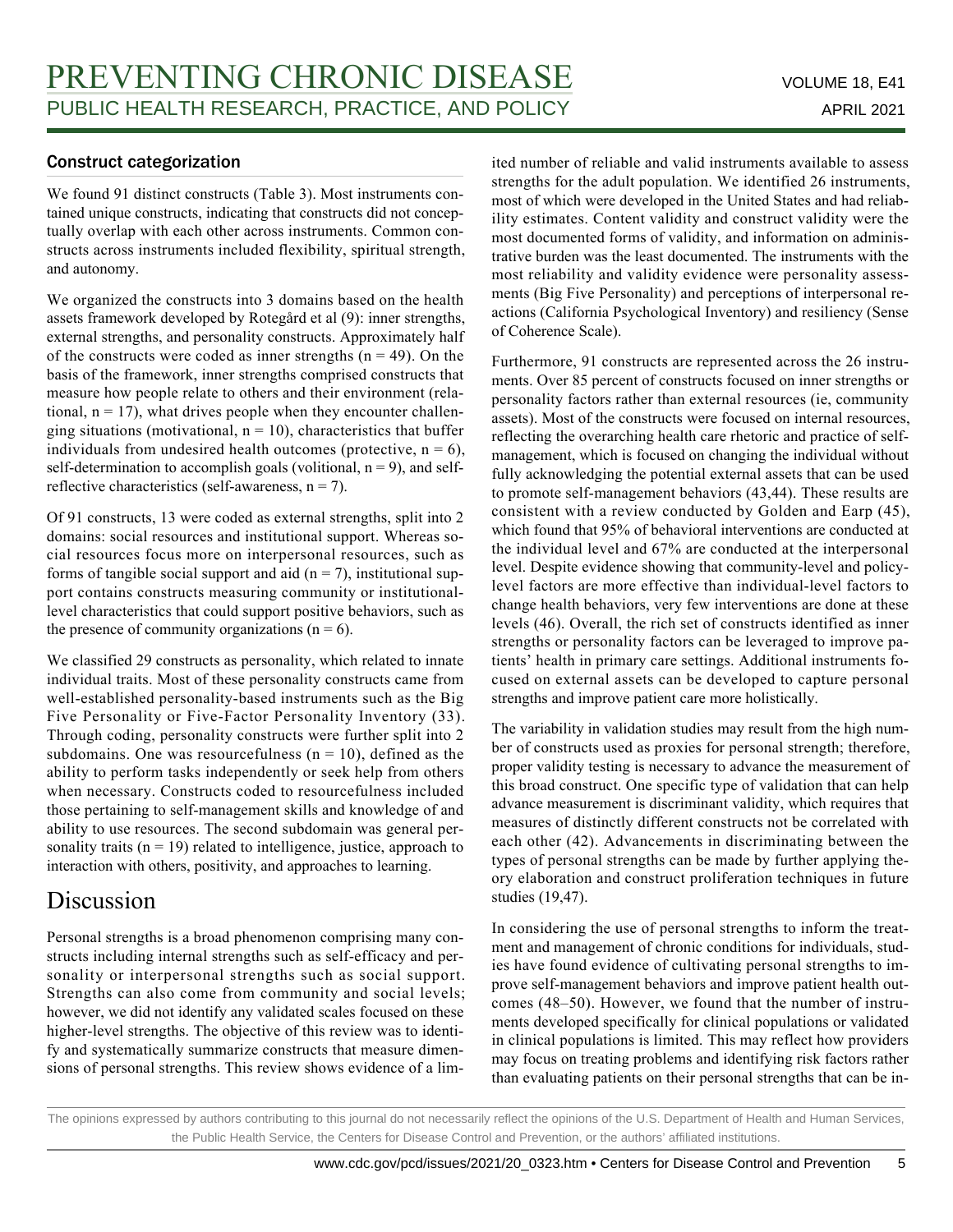### Construct categorization

We found 91 distinct constructs (Table 3). Most instruments contained unique constructs, indicating that constructs did not conceptually overlap with each other across instruments. Common constructs across instruments included flexibility, spiritual strength, and autonomy.

We organized the constructs into 3 domains based on the health assets framework developed by Rotegård et al (9): inner strengths, external strengths, and personality constructs. Approximately half of the constructs were coded as inner strengths (n = 49). On the basis of the framework, inner strengths comprised constructs that measure how people relate to others and their environment (relational, n = 17), what drives people when they encounter challenging situations (motivational, n = 10), characteristics that buffer individuals from undesired health outcomes (protective, n = 6), self-determination to accomplish goals (volitional, n = 9), and self-reflective characteristics (self-awareness, n = 7).

Of 91 constructs, 13 were coded as external strengths, split into 2 domains: social resources and institutional support. Whereas social resources focus more on interpersonal resources, such as forms of tangible social support and aid (n = 7), institutional support contains constructs measuring community or institutional-level characteristics that could support positive behaviors, such as the presence of community organizations (n = 6).

We classified 29 constructs as personality, which related to innate individual traits. Most of these personality constructs came from well-established personality-based instruments such as the Big Five Personality or Five-Factor Personality Inventory (33). Through coding, personality constructs were further split into 2 subdomains. One was resourcefulness (n = 10), defined as the ability to perform tasks independently or seek help from others when necessary. Constructs coded to resourcefulness included those pertaining to self-management skills and knowledge of and ability to use resources. The second subdomain was general personality traits (n = 19) related to intelligence, justice, approach to interaction with others, positivity, and approaches to learning.

# Discussion

Personal strengths is a broad phenomenon comprising many constructs including internal strengths such as self-efficacy and personality or interpersonal strengths such as social support. Strengths can also come from community and social levels; however, we did not identify any validated scales focused on these higher-level strengths. The objective of this review was to identify and systematically summarize constructs that measure dimensions of personal strengths. This review shows evidence of a limited number of reliable and valid instruments available to assess strengths for the adult population. We identified 26 instruments, most of which were developed in the United States and had reliability estimates. Content validity and construct validity were the most documented forms of validity, and information on administrative burden was the least documented. The instruments with the most reliability and validity evidence were personality assessments (Big Five Personality) and perceptions of interpersonal reactions (California Psychological Inventory) and resiliency (Sense of Coherence Scale).

Furthermore, 91 constructs are represented across the 26 instruments. Over 85 percent of constructs focused on inner strengths or personality factors rather than external resources (ie, community assets). Most of the constructs were focused on internal resources, reflecting the overarching health care rhetoric and practice of self-management, which is focused on changing the individual without fully acknowledging the potential external assets that can be used to promote self-management behaviors (43,44). These results are consistent with a review conducted by Golden and Earp (45), which found that 95% of behavioral interventions are conducted at the individual level and 67% are conducted at the interpersonal level. Despite evidence showing that community-level and policy-level factors are more effective than individual-level factors to change health behaviors, very few interventions are done at these levels (46). Overall, the rich set of constructs identified as inner strengths or personality factors can be leveraged to improve patients' health in primary care settings. Additional instruments focused on external assets can be developed to capture personal strengths and improve patient care more holistically.

The variability in validation studies may result from the high number of constructs used as proxies for personal strength; therefore, proper validity testing is necessary to advance the measurement of this broad construct. One specific type of validation that can help advance measurement is discriminant validity, which requires that measures of distinctly different constructs not be correlated with each other (42). Advancements in discriminating between the types of personal strengths can be made by further applying theory elaboration and construct proliferation techniques in future studies (19,47).

In considering the use of personal strengths to inform the treatment and management of chronic conditions for individuals, studies have found evidence of cultivating personal strengths to improve self-management behaviors and improve patient health outcomes (48–50). However, we found that the number of instruments developed specifically for clinical populations or validated in clinical populations is limited. This may reflect how providers may focus on treating problems and identifying risk factors rather than evaluating patients on their personal strengths that can be in-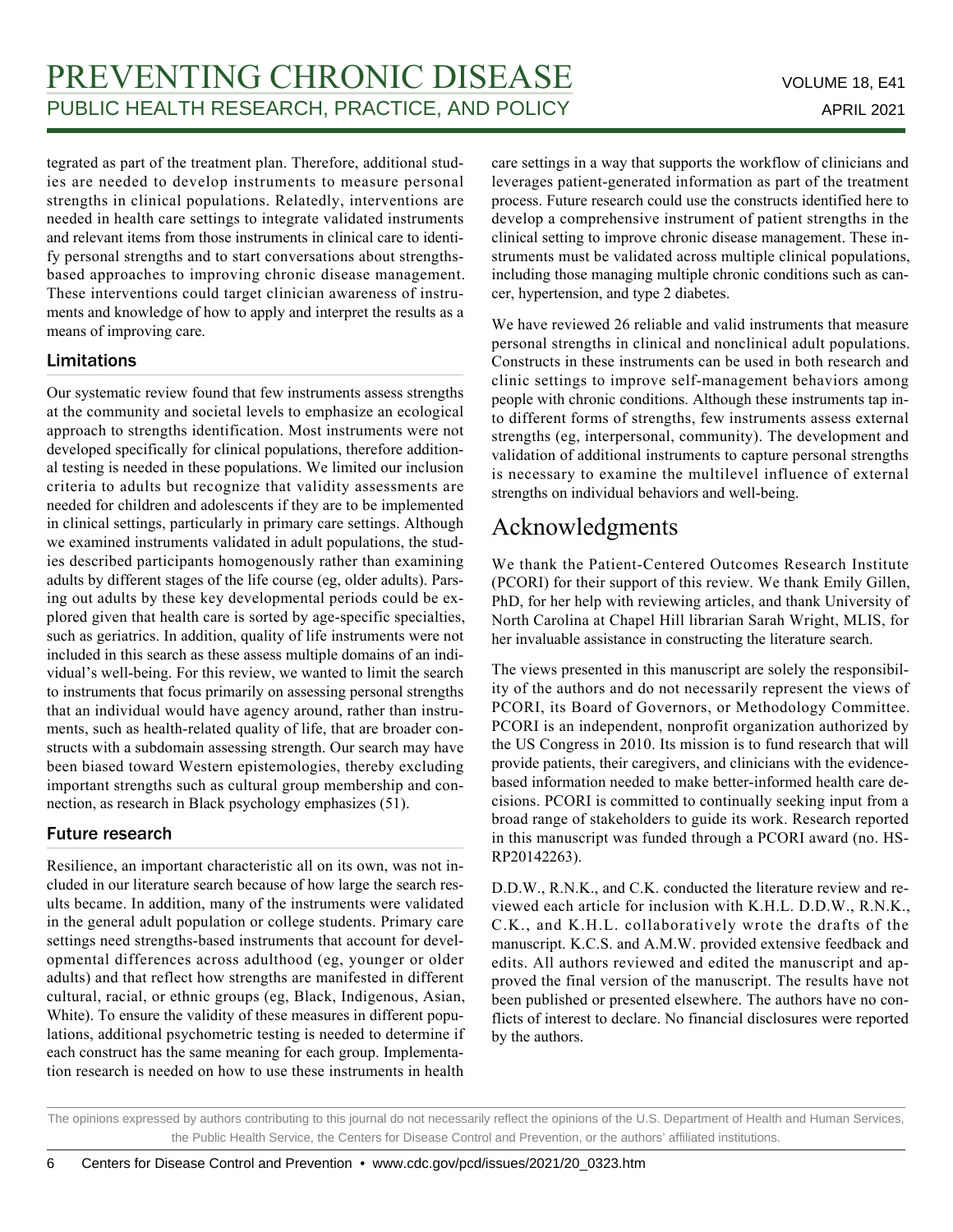tegrated as part of the treatment plan. Therefore, additional studies are needed to develop instruments to measure personal strengths in clinical populations. Relatedly, interventions are needed in health care settings to integrate validated instruments and relevant items from those instruments in clinical care to identify personal strengths and to start conversations about strengths-based approaches to improving chronic disease management. These interventions could target clinician awareness of instruments and knowledge of how to apply and interpret the results as a means of improving care.

### Limitations

Our systematic review found that few instruments assess strengths at the community and societal levels to emphasize an ecological approach to strengths identification. Most instruments were not developed specifically for clinical populations, therefore additional testing is needed in these populations. We limited our inclusion criteria to adults but recognize that validity assessments are needed for children and adolescents if they are to be implemented in clinical settings, particularly in primary care settings. Although we examined instruments validated in adult populations, the studies described participants homogenously rather than examining adults by different stages of the life course (eg, older adults). Parsing out adults by these key developmental periods could be explored given that health care is sorted by age-specific specialties, such as geriatrics. In addition, quality of life instruments were not included in this search as these assess multiple domains of an individual's well-being. For this review, we wanted to limit the search to instruments that focus primarily on assessing personal strengths that an individual would have agency around, rather than instruments, such as health-related quality of life, that are broader constructs with a subdomain assessing strength. Our search may have been biased toward Western epistemologies, thereby excluding important strengths such as cultural group membership and connection, as research in Black psychology emphasizes (51).

### Future research

Resilience, an important characteristic all on its own, was not included in our literature search because of how large the search results became. In addition, many of the instruments were validated in the general adult population or college students. Primary care settings need strengths-based instruments that account for developmental differences across adulthood (eg, younger or older adults) and that reflect how strengths are manifested in different cultural, racial, or ethnic groups (eg, Black, Indigenous, Asian, White). To ensure the validity of these measures in different populations, additional psychometric testing is needed to determine if each construct has the same meaning for each group. Implementation research is needed on how to use these instruments in health care settings in a way that supports the workflow of clinicians and leverages patient-generated information as part of the treatment process. Future research could use the constructs identified here to develop a comprehensive instrument of patient strengths in the clinical setting to improve chronic disease management. These instruments must be validated across multiple clinical populations, including those managing multiple chronic conditions such as cancer, hypertension, and type 2 diabetes.

We have reviewed 26 reliable and valid instruments that measure personal strengths in clinical and nonclinical adult populations. Constructs in these instruments can be used in both research and clinic settings to improve self-management behaviors among people with chronic conditions. Although these instruments tap into different forms of strengths, few instruments assess external strengths (eg, interpersonal, community). The development and validation of additional instruments to capture personal strengths is necessary to examine the multilevel influence of external strengths on individual behaviors and well-being.

## Acknowledgments

We thank the Patient-Centered Outcomes Research Institute (PCORI) for their support of this review. We thank Emily Gillen, PhD, for her help with reviewing articles, and thank University of North Carolina at Chapel Hill librarian Sarah Wright, MLIS, for her invaluable assistance in constructing the literature search.

The views presented in this manuscript are solely the responsibility of the authors and do not necessarily represent the views of PCORI, its Board of Governors, or Methodology Committee. PCORI is an independent, nonprofit organization authorized by the US Congress in 2010. Its mission is to fund research that will provide patients, their caregivers, and clinicians with the evidence-based information needed to make better-informed health care decisions. PCORI is committed to continually seeking input from a broad range of stakeholders to guide its work. Research reported in this manuscript was funded through a PCORI award (no. HS-RP20142263).

D.D.W., R.N.K., and C.K. conducted the literature review and reviewed each article for inclusion with K.H.L. D.D.W., R.N.K., C.K., and K.H.L. collaboratively wrote the drafts of the manuscript. K.C.S. and A.M.W. provided extensive feedback and edits. All authors reviewed and edited the manuscript and approved the final version of the manuscript. The results have not been published or presented elsewhere. The authors have no conflicts of interest to declare. No financial disclosures were reported by the authors.

The opinions expressed by authors contributing to this journal do not necessarily reflect the opinions of the U.S. Department of Health and Human Services, the Public Health Service, the Centers for Disease Control and Prevention, or the authors' affiliated institutions.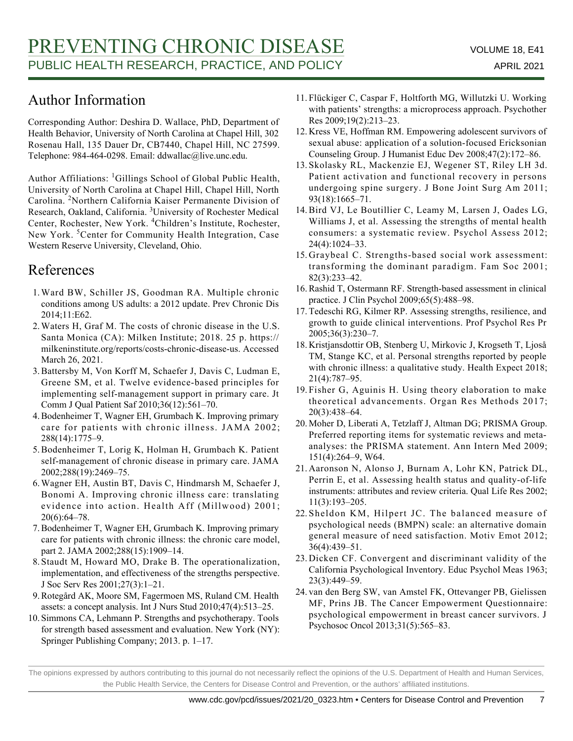## Author Information

Corresponding Author: Deshira D. Wallace, PhD, Department of Health Behavior, University of North Carolina at Chapel Hill, 302 Rosenau Hall, 135 Dauer Dr, CB7440, Chapel Hill, NC 27599. Telephone: 984-464-0298. Email: ddwallac@live.unc.edu.

Author Affiliations: [1]Gillings School of Global Public Health, University of North Carolina at Chapel Hill, Chapel Hill, North Carolina. [2]Northern California Kaiser Permanente Division of Research, Oakland, California. [3]University of Rochester Medical Center, Rochester, New York. [4]Children's Institute, Rochester, New York. [5]Center for Community Health Integration, Case Western Reserve University, Cleveland, Ohio.

## References

1. Ward BW, Schiller JS, Goodman RA. Multiple chronic conditions among US adults: a 2012 update. Prev Chronic Dis 2014;11:E62.
2. Waters H, Graf M. The costs of chronic disease in the U.S. Santa Monica (CA): Milken Institute; 2018. 25 p. https://milkeninstitute.org/reports/costs-chronic-disease-us. Accessed March 26, 2021.
3. Battersby M, Von Korff M, Schaefer J, Davis C, Ludman E, Greene SM, et al. Twelve evidence-based principles for implementing self-management support in primary care. Jt Comm J Qual Patient Saf 2010;36(12):561–70.
4. Bodenheimer T, Wagner EH, Grumbach K. Improving primary care for patients with chronic illness. JAMA 2002;288(14):1775–9.
5. Bodenheimer T, Lorig K, Holman H, Grumbach K. Patient self-management of chronic disease in primary care. JAMA 2002;288(19):2469–75.
6. Wagner EH, Austin BT, Davis C, Hindmarsh M, Schaefer J, Bonomi A. Improving chronic illness care: translating evidence into action. Health Aff (Millwood) 2001;20(6):64–78.
7. Bodenheimer T, Wagner EH, Grumbach K. Improving primary care for patients with chronic illness: the chronic care model, part 2. JAMA 2002;288(15):1909–14.
8. Staudt M, Howard MO, Drake B. The operationalization, implementation, and effectiveness of the strengths perspective. J Soc Serv Res 2001;27(3):1–21.
9. Rotegård AK, Moore SM, Fagermoen MS, Ruland CM. Health assets: a concept analysis. Int J Nurs Stud 2010;47(4):513–25.
10. Simmons CA, Lehmann P. Strengths and psychotherapy. Tools for strength based assessment and evaluation. New York (NY): Springer Publishing Company; 2013. p. 1–17.
11. Flückiger C, Caspar F, Holtforth MG, Willutzki U. Working with patients' strengths: a microprocess approach. Psychother Res 2009;19(2):213–23.
12. Kress VE, Hoffman RM. Empowering adolescent survivors of sexual abuse: application of a solution-focused Ericksonian Counseling Group. J Humanist Educ Dev 2008;47(2):172–86.
13. Skolasky RL, Mackenzie EJ, Wegener ST, Riley LH 3d. Patient activation and functional recovery in persons undergoing spine surgery. J Bone Joint Surg Am 2011;93(18):1665–71.
14. Bird VJ, Le Boutillier C, Leamy M, Larsen J, Oades LG, Williams J, et al. Assessing the strengths of mental health consumers: a systematic review. Psychol Assess 2012;24(4):1024–33.
15. Graybeal C. Strengths-based social work assessment: transforming the dominant paradigm. Fam Soc 2001;82(3):233–42.
16. Rashid T, Ostermann RF. Strength-based assessment in clinical practice. J Clin Psychol 2009;65(5):488–98.
17. Tedeschi RG, Kilmer RP. Assessing strengths, resilience, and growth to guide clinical interventions. Prof Psychol Res Pr 2005;36(3):230–7.
18. Kristjansdottir OB, Stenberg U, Mirkovic J, Krogseth T, Ljoså TM, Stange KC, et al. Personal strengths reported by people with chronic illness: a qualitative study. Health Expect 2018;21(4):787–95.
19. Fisher G, Aguinis H. Using theory elaboration to make theoretical advancements. Organ Res Methods 2017;20(3):438–64.
20. Moher D, Liberati A, Tetzlaff J, Altman DG; PRISMA Group. Preferred reporting items for systematic reviews and meta-analyses: the PRISMA statement. Ann Intern Med 2009;151(4):264–9, W64.
21. Aaronson N, Alonso J, Burnam A, Lohr KN, Patrick DL, Perrin E, et al. Assessing health status and quality-of-life instruments: attributes and review criteria. Qual Life Res 2002;11(3):193–205.
22. Sheldon KM, Hilpert JC. The balanced measure of psychological needs (BMPN) scale: an alternative domain general measure of need satisfaction. Motiv Emot 2012;36(4):439–51.
23. Dicken CF. Convergent and discriminant validity of the California Psychological Inventory. Educ Psychol Meas 1963;23(3):449–59.
24. van den Berg SW, van Amstel FK, Ottevanger PB, Gielissen MF, Prins JB. The Cancer Empowerment Questionnaire: psychological empowerment in breast cancer survivors. J Psychosoc Oncol 2013;31(5):565–83.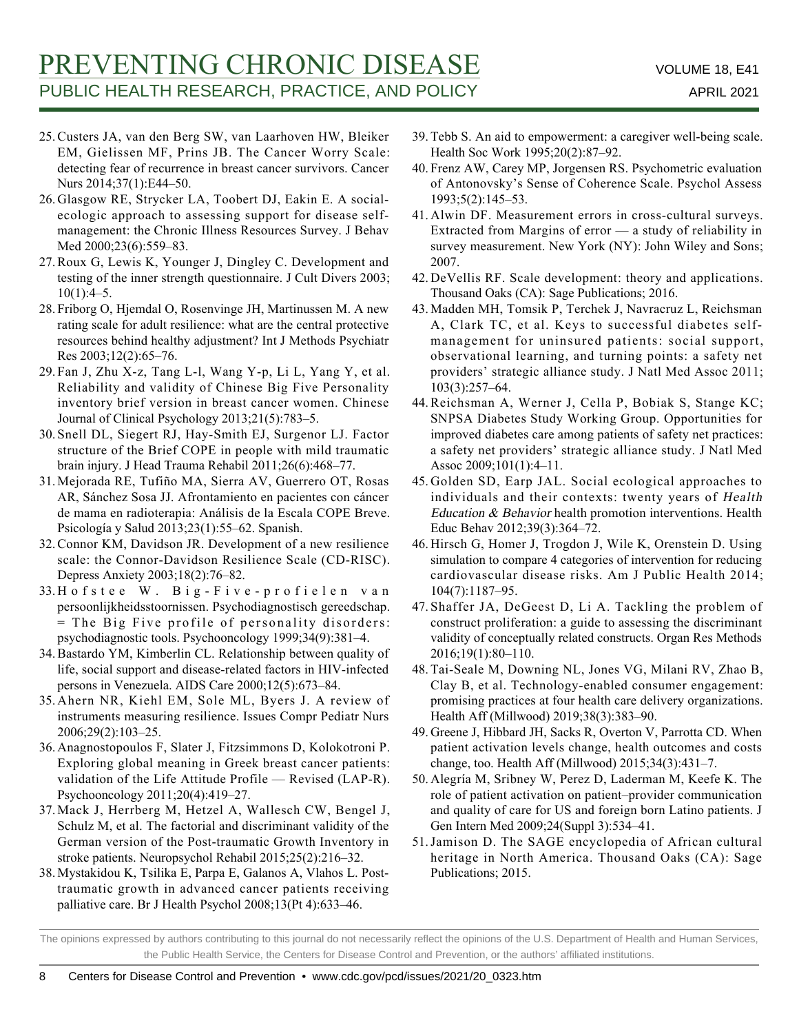25. Custers JA, van den Berg SW, van Laarhoven HW, Bleiker EM, Gielissen MF, Prins JB. The Cancer Worry Scale: detecting fear of recurrence in breast cancer survivors. Cancer Nurs 2014;37(1):E44–50.
26. Glasgow RE, Strycker LA, Toobert DJ, Eakin E. A social-ecologic approach to assessing support for disease self-management: the Chronic Illness Resources Survey. J Behav Med 2000;23(6):559–83.
27. Roux G, Lewis K, Younger J, Dingley C. Development and testing of the inner strength questionnaire. J Cult Divers 2003; 10(1):4–5.
28. Friborg O, Hjemdal O, Rosenvinge JH, Martinussen M. A new rating scale for adult resilience: what are the central protective resources behind healthy adjustment? Int J Methods Psychiatr Res 2003;12(2):65–76.
29. Fan J, Zhu X-z, Tang L-l, Wang Y-p, Li L, Yang Y, et al. Reliability and validity of Chinese Big Five Personality inventory brief version in breast cancer women. Chinese Journal of Clinical Psychology 2013;21(5):783–5.
30. Snell DL, Siegert RJ, Hay-Smith EJ, Surgenor LJ. Factor structure of the Brief COPE in people with mild traumatic brain injury. J Head Trauma Rehabil 2011;26(6):468–77.
31. Mejorada RE, Tufiño MA, Sierra AV, Guerrero OT, Rosas AR, Sánchez Sosa JJ. Afrontamiento en pacientes con cáncer de mama en radioterapia: Análisis de la Escala COPE Breve. Psicología y Salud 2013;23(1):55–62. Spanish.
32. Connor KM, Davidson JR. Development of a new resilience scale: the Connor-Davidson Resilience Scale (CD-RISC). Depress Anxiety 2003;18(2):76–82.
33. Hofstee W. Big-Five-profielen van persoonlijkheidsstoornissen. Psychodiagnostisch gereedschap. = The Big Five profile of personality disorders: psychodiagnostic tools. Psychooncology 1999;34(9):381–4.
34. Bastardo YM, Kimberlin CL. Relationship between quality of life, social support and disease-related factors in HIV-infected persons in Venezuela. AIDS Care 2000;12(5):673–84.
35. Ahern NR, Kiehl EM, Sole ML, Byers J. A review of instruments measuring resilience. Issues Compr Pediatr Nurs 2006;29(2):103–25.
36. Anagnostopoulos F, Slater J, Fitzsimmons D, Kolokotroni P. Exploring global meaning in Greek breast cancer patients: validation of the Life Attitude Profile — Revised (LAP-R). Psychooncology 2011;20(4):419–27.
37. Mack J, Herrberg M, Hetzel A, Wallesch CW, Bengel J, Schulz M, et al. The factorial and discriminant validity of the German version of the Post-traumatic Growth Inventory in stroke patients. Neuropsychol Rehabil 2015;25(2):216–32.
38. Mystakidou K, Tsilika E, Parpa E, Galanos A, Vlahos L. Post-traumatic growth in advanced cancer patients receiving palliative care. Br J Health Psychol 2008;13(Pt 4):633–46.
39. Tebb S. An aid to empowerment: a caregiver well-being scale. Health Soc Work 1995;20(2):87–92.
40. Frenz AW, Carey MP, Jorgensen RS. Psychometric evaluation of Antonovsky's Sense of Coherence Scale. Psychol Assess 1993;5(2):145–53.
41. Alwin DF. Measurement errors in cross-cultural surveys. Extracted from Margins of error — a study of reliability in survey measurement. New York (NY): John Wiley and Sons; 2007.
42. DeVellis RF. Scale development: theory and applications. Thousand Oaks (CA): Sage Publications; 2016.
43. Madden MH, Tomsik P, Terchek J, Navracruz L, Reichsman A, Clark TC, et al. Keys to successful diabetes self-management for uninsured patients: social support, observational learning, and turning points: a safety net providers' strategic alliance study. J Natl Med Assoc 2011; 103(3):257–64.
44. Reichsman A, Werner J, Cella P, Bobiak S, Stange KC; SNPSA Diabetes Study Working Group. Opportunities for improved diabetes care among patients of safety net practices: a safety net providers' strategic alliance study. J Natl Med Assoc 2009;101(1):4–11.
45. Golden SD, Earp JAL. Social ecological approaches to individuals and their contexts: twenty years of *Health Education & Behavior* health promotion interventions. Health Educ Behav 2012;39(3):364–72.
46. Hirsch G, Homer J, Trogdon J, Wile K, Orenstein D. Using simulation to compare 4 categories of intervention for reducing cardiovascular disease risks. Am J Public Health 2014; 104(7):1187–95.
47. Shaffer JA, DeGeest D, Li A. Tackling the problem of construct proliferation: a guide to assessing the discriminant validity of conceptually related constructs. Organ Res Methods 2016;19(1):80–110.
48. Tai-Seale M, Downing NL, Jones VG, Milani RV, Zhao B, Clay B, et al. Technology-enabled consumer engagement: promising practices at four health care delivery organizations. Health Aff (Millwood) 2019;38(3):383–90.
49. Greene J, Hibbard JH, Sacks R, Overton V, Parrotta CD. When patient activation levels change, health outcomes and costs change, too. Health Aff (Millwood) 2015;34(3):431–7.
50. Alegría M, Sribney W, Perez D, Laderman M, Keefe K. The role of patient activation on patient–provider communication and quality of care for US and foreign born Latino patients. J Gen Intern Med 2009;24(Suppl 3):534–41.
51. Jamison D. The SAGE encyclopedia of African cultural heritage in North America. Thousand Oaks (CA): Sage Publications; 2015.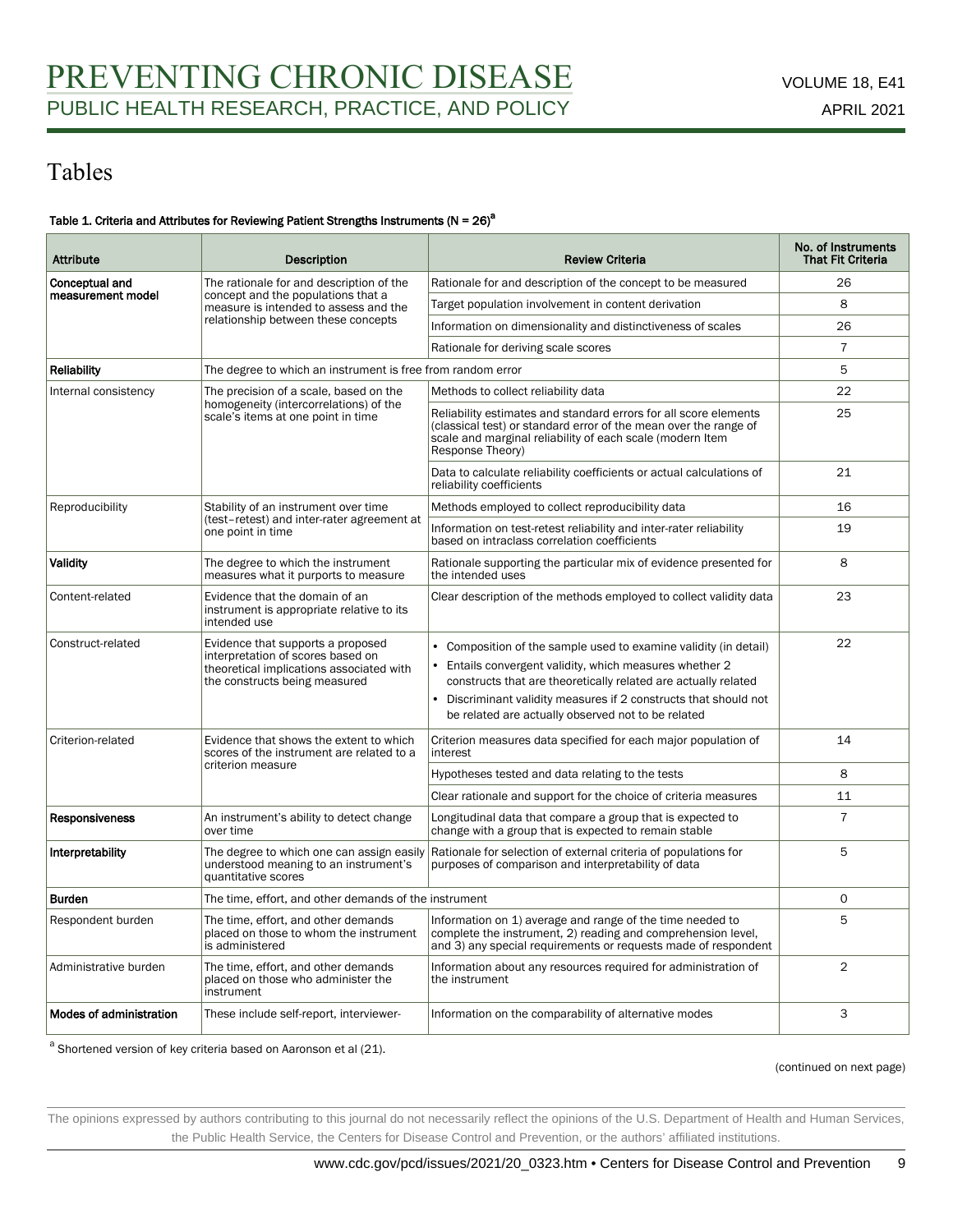# Tables

**Table 1. Criteria and Attributes for Reviewing Patient Strengths Instruments (N = 26)[a]**

| Attribute | Description | Review Criteria | No. of Instruments That Fit Criteria |
|---|---|---|---|
| **Conceptual and measurement model** | The rationale for and description of the concept and the populations that a measure is intended to assess and the relationship between these concepts | Rationale for and description of the concept to be measured | 26 |
| | | Target population involvement in content derivation | 8 |
| | | Information on dimensionality and distinctiveness of scales | 26 |
| | | Rationale for deriving scale scores | 7 |
| **Reliability** | The degree to which an instrument is free from random error | | 5 |
| Internal consistency | The precision of a scale, based on the homogeneity (intercorrelations) of the scale's items at one point in time | Methods to collect reliability data | 22 |
| | | Reliability estimates and standard errors for all score elements (classical test) or standard error of the mean over the range of scale and marginal reliability of each scale (modern Item Response Theory) | 25 |
| | | Data to calculate reliability coefficients or actual calculations of reliability coefficients | 21 |
| Reproducibility | Stability of an instrument over time (test–retest) and inter-rater agreement at one point in time | Methods employed to collect reproducibility data | 16 |
| | | Information on test-retest reliability and inter-rater reliability based on intraclass correlation coefficients | 19 |
| **Validity** | The degree to which the instrument measures what it purports to measure | Rationale supporting the particular mix of evidence presented for the intended uses | 8 |
| Content-related | Evidence that the domain of an instrument is appropriate relative to its intended use | Clear description of the methods employed to collect validity data | 23 |
| Construct-related | Evidence that supports a proposed interpretation of scores based on theoretical implications associated with the constructs being measured | • Composition of the sample used to examine validity (in detail) • Entails convergent validity, which measures whether 2 constructs that are theoretically related are actually related • Discriminant validity measures if 2 constructs that should not be related are actually observed not to be related | 22 |
| Criterion-related | Evidence that shows the extent to which scores of the instrument are related to a criterion measure | Criterion measures data specified for each major population of interest | 14 |
| | | Hypotheses tested and data relating to the tests | 8 |
| | | Clear rationale and support for the choice of criteria measures | 11 |
| **Responsiveness** | An instrument's ability to detect change over time | Longitudinal data that compare a group that is expected to change with a group that is expected to remain stable | 7 |
| **Interpretability** | The degree to which one can assign easily understood meaning to an instrument's quantitative scores | Rationale for selection of external criteria of populations for purposes of comparison and interpretability of data | 5 |
| **Burden** | The time, effort, and other demands of the instrument | | 0 |
| Respondent burden | The time, effort, and other demands placed on those to whom the instrument is administered | Information on 1) average and range of the time needed to complete the instrument, 2) reading and comprehension level, and 3) any special requirements or requests made of respondent | 5 |
| Administrative burden | The time, effort, and other demands placed on those who administer the instrument | Information about any resources required for administration of the instrument | 2 |
| **Modes of administration** | These include self-report, interviewer- | Information on the comparability of alternative modes | 3 |

[a] Shortened version of key criteria based on Aaronson et al (21).

(continued on next page)

The opinions expressed by authors contributing to this journal do not necessarily reflect the opinions of the U.S. Department of Health and Human Services, the Public Health Service, the Centers for Disease Control and Prevention, or the authors' affiliated institutions.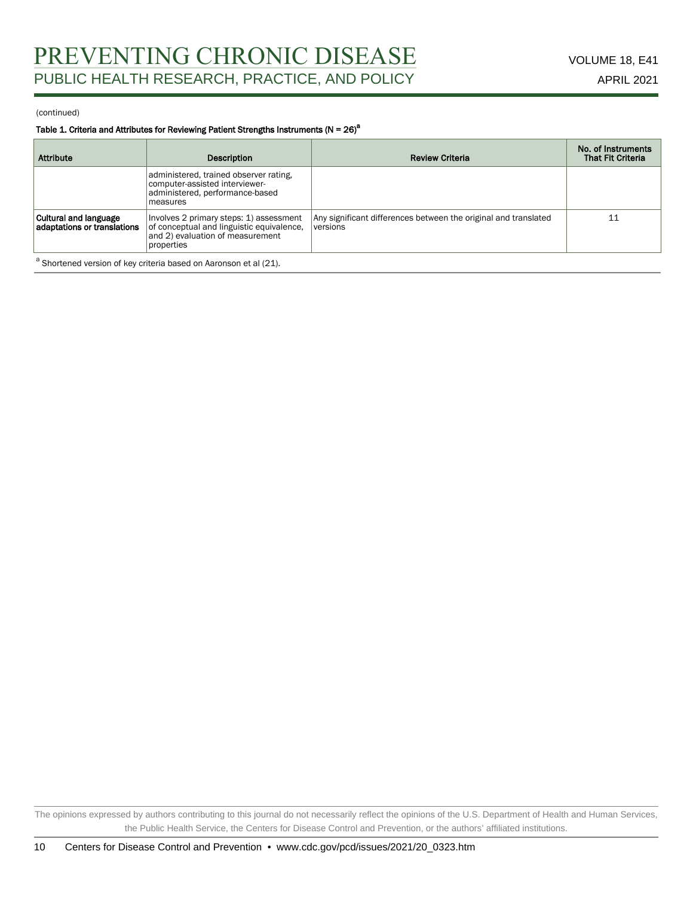(continued)

**Table 1. Criteria and Attributes for Reviewing Patient Strengths Instruments (N = 26)[a]**

| Attribute | Description | Review Criteria | No. of Instruments That Fit Criteria |
|---|---|---|---|
| | administered, trained observer rating, computer-assisted interviewer-administered, performance-based measures | | |
| **Cultural and language adaptations or translations** | Involves 2 primary steps: 1) assessment of conceptual and linguistic equivalence, and 2) evaluation of measurement properties | Any significant differences between the original and translated versions | 11 |

[a] Shortened version of key criteria based on Aaronson et al (21).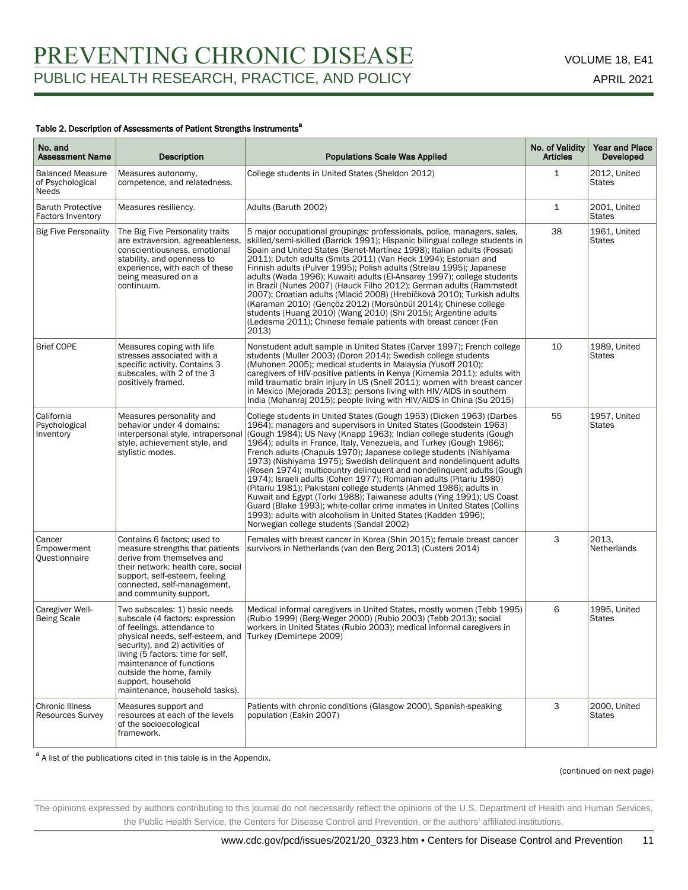#### Table 2. Description of Assessments of Patient Strengths Instruments[a]

| No. and Assessment Name | Description | Populations Scale Was Applied | No. of Validity Articles | Year and Place Developed |
|---|---|---|---|---|
| Balanced Measure of Psychological Needs | Measures autonomy, competence, and relatedness. | College students in United States (Sheldon 2012) | 1 | 2012, United States |
| Baruth Protective Factors Inventory | Measures resiliency. | Adults (Baruth 2002) | 1 | 2001, United States |
| Big Five Personality | The Big Five Personality traits are extraversion, agreeableness, conscientiousness, emotional stability, and openness to experience, with each of these being measured on a continuum. | 5 major occupational groupings: professionals, police, managers, sales, skilled/semi-skilled (Barrick 1991); Hispanic bilingual college students in Spain and United States (Benet-Martínez 1998); Italian adults (Fossati 2011); Dutch adults (Smits 2011) (Van Heck 1994); Estonian and Finnish adults (Pulver 1995); Polish adults (Strelau 1995); Japanese adults (Wada 1996); Kuwaiti adults (El-Ansarey 1997); college students in Brazil (Nunes 2007) (Hauck Filho 2012); German adults (Rammstedt 2007); Croatian adults (Mlacić 2008) (Hrebíčková 2010); Turkish adults (Karaman 2010) (Gençöz 2012) (Morsünbül 2014); Chinese college students (Huang 2010) (Wang 2010) (Shi 2015); Argentine adults (Ledesma 2011); Chinese female patients with breast cancer (Fan 2013) | 38 | 1961, United States |
| Brief COPE | Measures coping with life stresses associated with a specific activity. Contains 3 subscales, with 2 of the 3 positively framed. | Nonstudent adult sample in United States (Carver 1997); French college students (Muller 2003) (Doron 2014); Swedish college students (Muhonen 2005); medical students in Malaysia (Yusoff 2010); caregivers of HIV-positive patients in Kenya (Kimemia 2011); adults with mild traumatic brain injury in US (Snell 2011); women with breast cancer in Mexico (Mejorada 2013); persons living with HIV/AIDS in southern India (Mohanraj 2015); people living with HIV/AIDS in China (Su 2015) | 10 | 1989, United States |
| California Psychological Inventory | Measures personality and behavior under 4 domains: interpersonal style, intrapersonal style, achievement style, and stylistic modes. | College students in United States (Gough 1953) (Dicken 1963) (Darbes 1964); managers and supervisors in United States (Goodstein 1963) (Gough 1984); US Navy (Knapp 1963); Indian college students (Gough 1964); adults in France, Italy, Venezuela, and Turkey (Gough 1966); French adults (Chapuis 1970); Japanese college students (Nishiyama 1973) (Nishiyama 1975); Swedish delinquent and nondelinquent adults (Rosen 1974); multicountry delinquent and nondelinquent adults (Gough 1974); Israeli adults (Cohen 1977); Romanian adults (Pitariu 1980) (Pitariu 1981); Pakistani college students (Ahmed 1986); adults in Kuwait and Egypt (Torki 1988); Taiwanese adults (Ying 1991); US Coast Guard (Blake 1993); white-collar crime inmates in United States (Collins 1993); adults with alcoholism in United States (Kadden 1996); Norwegian college students (Sandal 2002) | 55 | 1957, United States |
| Cancer Empowerment Questionnaire | Contains 6 factors; used to measure strengths that patients derive from themselves and their network: health care, social support, self-esteem, feeling connected, self-management, and community support. | Females with breast cancer in Korea (Shin 2015); female breast cancer survivors in Netherlands (van den Berg 2013) (Custers 2014) | 3 | 2013, Netherlands |
| Caregiver Well-Being Scale | Two subscales: 1) basic needs subscale (4 factors: expression of feelings, attendance to physical needs, self-esteem, and security), and 2) activities of living (5 factors: time for self, maintenance of functions outside the home, family support, household maintenance, household tasks). | Medical informal caregivers in United States, mostly women (Tebb 1995) (Rubio 1999) (Berg-Weger 2000) (Rubio 2003) (Tebb 2013); social workers in United States (Rubio 2003); medical informal caregivers in Turkey (Demirtepe 2009) | 6 | 1995, United States |
| Chronic Illness Resources Survey | Measures support and resources at each of the levels of the socioecological framework. | Patients with chronic conditions (Glasgow 2000), Spanish-speaking population (Eakin 2007) | 3 | 2000, United States |

[a] A list of the publications cited in this table is in the Appendix.

(continued on next page)

The opinions expressed by authors contributing to this journal do not necessarily reflect the opinions of the U.S. Department of Health and Human Services, the Public Health Service, the Centers for Disease Control and Prevention, or the authors' affiliated institutions.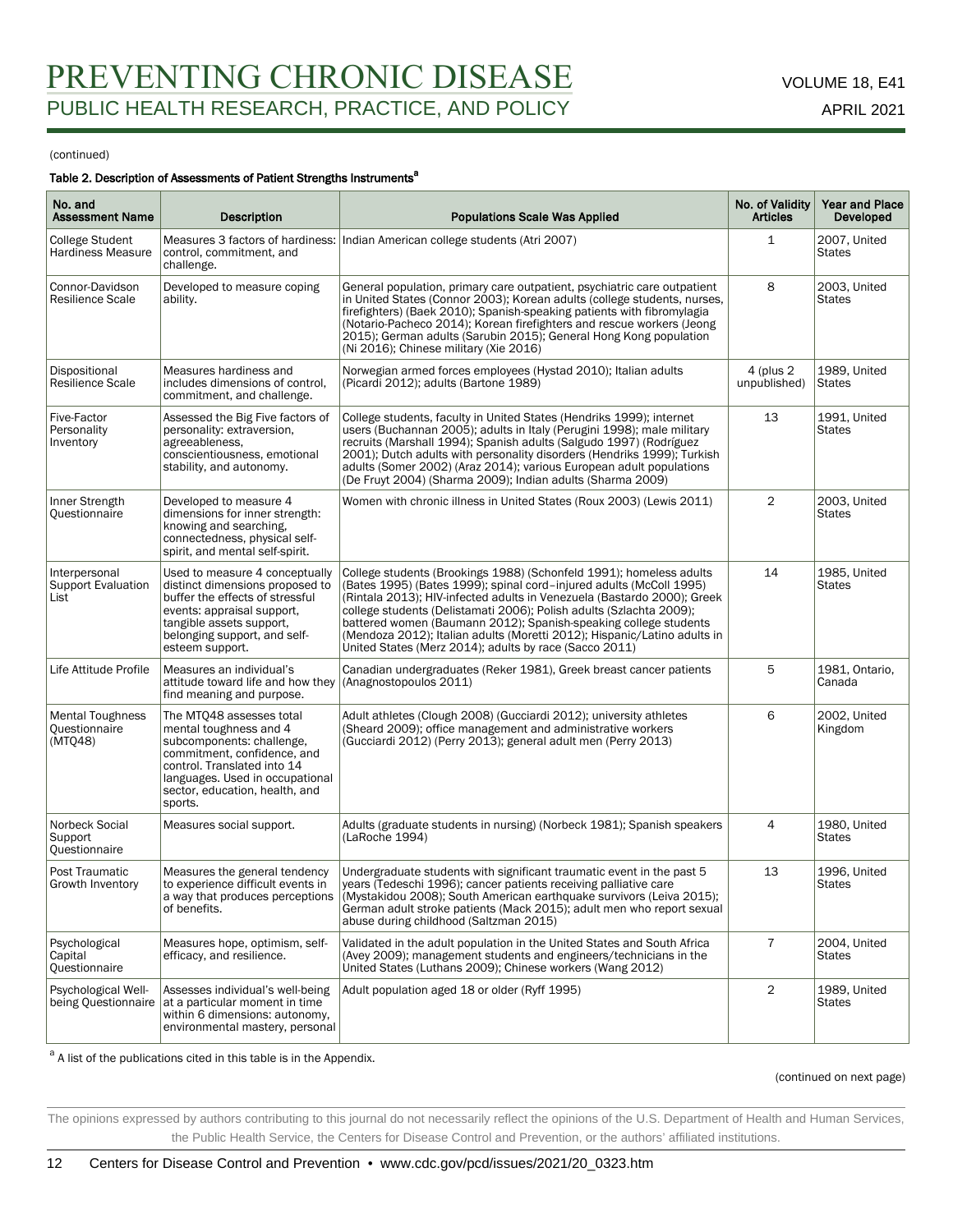(continued)

#### Table 2. Description of Assessments of Patient Strengths Instruments[a]

| No. and Assessment Name | Description | Populations Scale Was Applied | No. of Validity Articles | Year and Place Developed |
|---|---|---|---|---|
| College Student Hardiness Measure | Measures 3 factors of hardiness: control, commitment, and challenge. | Indian American college students (Atri 2007) | 1 | 2007, United States |
| Connor-Davidson Resilience Scale | Developed to measure coping ability. | General population, primary care outpatient, psychiatric care outpatient in United States (Connor 2003); Korean adults (college students, nurses, firefighters) (Baek 2010); Spanish-speaking patients with fibromylagia (Notario-Pacheco 2014); Korean firefighters and rescue workers (Jeong 2015); German adults (Sarubin 2015); General Hong Kong population (Ni 2016); Chinese military (Xie 2016) | 8 | 2003, United States |
| Dispositional Resilience Scale | Measures hardiness and includes dimensions of control, commitment, and challenge. | Norwegian armed forces employees (Hystad 2010); Italian adults (Picardi 2012); adults (Bartone 1989) | 4 (plus 2 unpublished) | 1989, United States |
| Five-Factor Personality Inventory | Assessed the Big Five factors of personality: extraversion, agreeableness, conscientiousness, emotional stability, and autonomy. | College students, faculty in United States (Hendriks 1999); internet users (Buchannan 2005); adults in Italy (Perugini 1998); male military recruits (Marshall 1994); Spanish adults (Salgudo 1997) (Rodríguez 2001); Dutch adults with personality disorders (Hendriks 1999); Turkish adults (Somer 2002) (Araz 2014); various European adult populations (De Fruyt 2004) (Sharma 2009); Indian adults (Sharma 2009) | 13 | 1991, United States |
| Inner Strength Questionnaire | Developed to measure 4 dimensions for inner strength: knowing and searching, connectedness, physical self-spirit, and mental self-spirit. | Women with chronic illness in United States (Roux 2003) (Lewis 2011) | 2 | 2003, United States |
| Interpersonal Support Evaluation List | Used to measure 4 conceptually distinct dimensions proposed to buffer the effects of stressful events: appraisal support, tangible assets support, belonging support, and self-esteem support. | College students (Brookings 1988) (Schonfeld 1991); homeless adults (Bates 1995) (Bates 1999); spinal cord–injured adults (McColl 1995) (Rintala 2013); HIV-infected adults in Venezuela (Bastardo 2000); Greek college students (Delistamati 2006); Polish adults (Szlachta 2009); battered women (Baumann 2012); Spanish-speaking college students (Mendoza 2012); Italian adults (Moretti 2012); Hispanic/Latino adults in United States (Merz 2014); adults by race (Sacco 2011) | 14 | 1985, United States |
| Life Attitude Profile | Measures an individual's attitude toward life and how they find meaning and purpose. | Canadian undergraduates (Reker 1981), Greek breast cancer patients (Anagnostopoulos 2011) | 5 | 1981, Ontario, Canada |
| Mental Toughness Questionnaire (MTQ48) | The MTQ48 assesses total mental toughness and 4 subcomponents: challenge, commitment, confidence, and control. Translated into 14 languages. Used in occupational sector, education, health, and sports. | Adult athletes (Clough 2008) (Gucciardi 2012); university athletes (Sheard 2009); office management and administrative workers (Gucciardi 2012) (Perry 2013); general adult men (Perry 2013) | 6 | 2002, United Kingdom |
| Norbeck Social Support Questionnaire | Measures social support. | Adults (graduate students in nursing) (Norbeck 1981); Spanish speakers (LaRoche 1994) | 4 | 1980, United States |
| Post Traumatic Growth Inventory | Measures the general tendency to experience difficult events in a way that produces perceptions of benefits. | Undergraduate students with significant traumatic event in the past 5 years (Tedeschi 1996); cancer patients receiving palliative care (Mystakidou 2008); South American earthquake survivors (Leiva 2015); German adult stroke patients (Mack 2015); adult men who report sexual abuse during childhood (Saltzman 2015) | 13 | 1996, United States |
| Psychological Capital Questionnaire | Measures hope, optimism, self-efficacy, and resilience. | Validated in the adult population in the United States and South Africa (Avey 2009); management students and engineers/technicians in the United States (Luthans 2009); Chinese workers (Wang 2012) | 7 | 2004, United States |
| Psychological Well-being Questionnaire | Assesses individual's well-being at a particular moment in time within 6 dimensions: autonomy, environmental mastery, personal | Adult population aged 18 or older (Ryff 1995) | 2 | 1989, United States |

[a] A list of the publications cited in this table is in the Appendix.

(continued on next page)

The opinions expressed by authors contributing to this journal do not necessarily reflect the opinions of the U.S. Department of Health and Human Services, the Public Health Service, the Centers for Disease Control and Prevention, or the authors' affiliated institutions.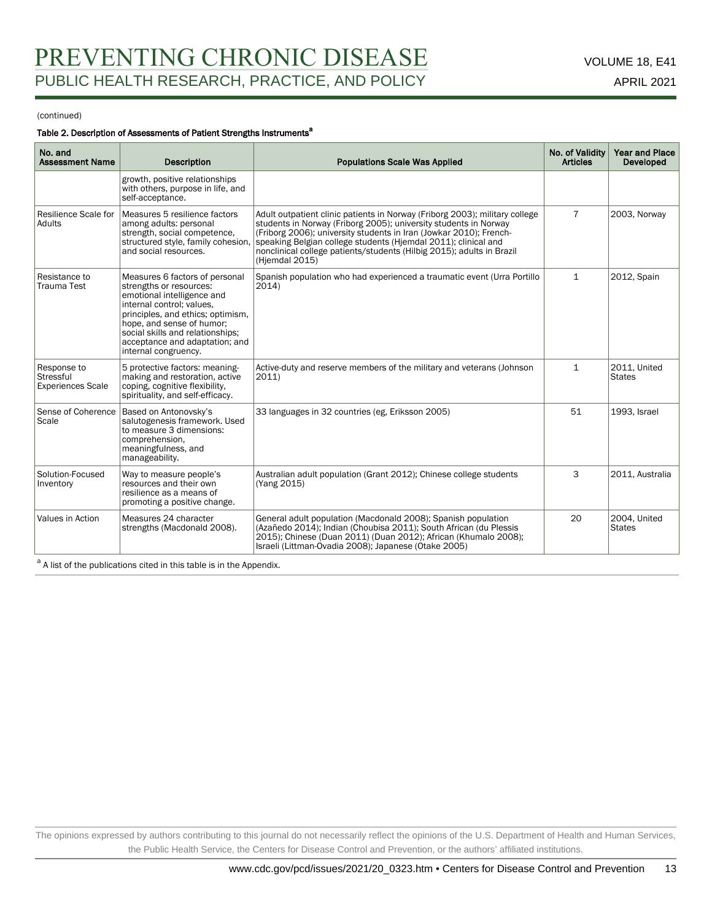(continued)

**Table 2. Description of Assessments of Patient Strengths Instruments[a]**

| No. and Assessment Name | Description | Populations Scale Was Applied | No. of Validity Articles | Year and Place Developed |
|---|---|---|---|---|
| | growth, positive relationships with others, purpose in life, and self-acceptance. | | | |
| Resilience Scale for Adults | Measures 5 resilience factors among adults: personal strength, social competence, structured style, family cohesion, and social resources. | Adult outpatient clinic patients in Norway (Friborg 2003); military college students in Norway (Friborg 2005); university students in Norway (Friborg 2006); university students in Iran (Jowkar 2010); French-speaking Belgian college students (Hjemdal 2011); clinical and nonclinical college patients/students (Hilbig 2015); adults in Brazil (Hjemdal 2015) | 7 | 2003, Norway |
| Resistance to Trauma Test | Measures 6 factors of personal strengths or resources: emotional intelligence and internal control; values, principles, and ethics; optimism, hope, and sense of humor; social skills and relationships; acceptance and adaptation; and internal congruency. | Spanish population who had experienced a traumatic event (Urra Portillo 2014) | 1 | 2012, Spain |
| Response to Stressful Experiences Scale | 5 protective factors: meaning-making and restoration, active coping, cognitive flexibility, spirituality, and self-efficacy. | Active-duty and reserve members of the military and veterans (Johnson 2011) | 1 | 2011, United States |
| Sense of Coherence Scale | Based on Antonovsky's salutogenesis framework. Used to measure 3 dimensions: comprehension, meaningfulness, and manageability. | 33 languages in 32 countries (eg, Eriksson 2005) | 51 | 1993, Israel |
| Solution-Focused Inventory | Way to measure people's resources and their own resilience as a means of promoting a positive change. | Australian adult population (Grant 2012); Chinese college students (Yang 2015) | 3 | 2011, Australia |
| Values in Action | Measures 24 character strengths (Macdonald 2008). | General adult population (Macdonald 2008); Spanish population (Azañedo 2014); Indian (Choubisa 2011); South African (du Plessis 2015); Chinese (Duan 2011) (Duan 2012); African (Khumalo 2008); Israeli (Littman-Ovadia 2008); Japanese (Otake 2005) | 20 | 2004, United States |

[a] A list of the publications cited in this table is in the Appendix.

The opinions expressed by authors contributing to this journal do not necessarily reflect the opinions of the U.S. Department of Health and Human Services, the Public Health Service, the Centers for Disease Control and Prevention, or the authors' affiliated institutions.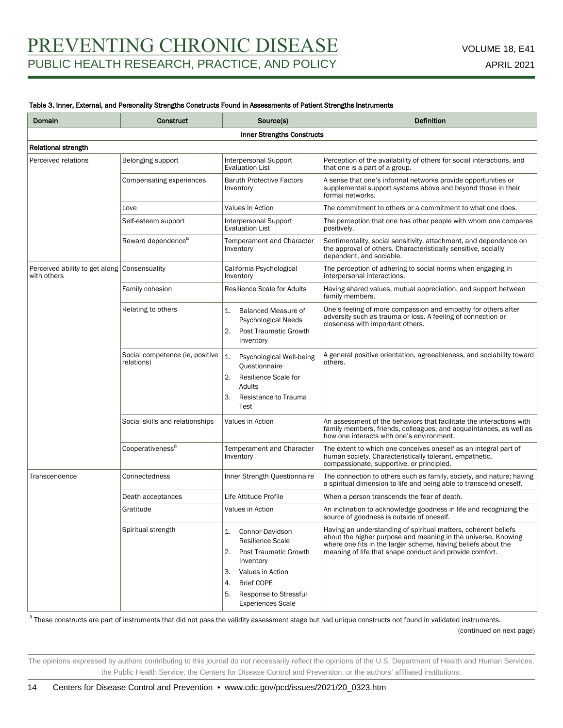Table 3. Inner, External, and Personality Strengths Constructs Found in Assessments of Patient Strengths Instruments

| Domain | Construct | Source(s) | Definition |
|---|---|---|---|
| Inner Strengths Constructs | | | |
| **Relational strength** | | | |
| Perceived relations | Belonging support | Interpersonal Support Evaluation List | Perception of the availability of others for social interactions, and that one is a part of a group. |
| | Compensating experiences | Baruth Protective Factors Inventory | A sense that one's informal networks provide opportunities or supplemental support systems above and beyond those in their formal networks. |
| | Love | Values in Action | The commitment to others or a commitment to what one does. |
| | Self-esteem support | Interpersonal Support Evaluation List | The perception that one has other people with whom one compares positively. |
| | Reward dependence[a] | Temperament and Character Inventory | Sentimentality, social sensitivity, attachment, and dependence on the approval of others. Characteristically sensitive, socially dependent, and sociable. |
| Perceived ability to get along with others | Consensuality | California Psychological Inventory | The perception of adhering to social norms when engaging in interpersonal interactions. |
| | Family cohesion | Resilience Scale for Adults | Having shared values, mutual appreciation, and support between family members. |
| | Relating to others | 1. Balanced Measure of Psychological Needs<br>2. Post Traumatic Growth Inventory | One's feeling of more compassion and empathy for others after adversity such as trauma or loss. A feeling of connection or closeness with important others. |
| | Social competence (ie, positive relations) | 1. Psychological Well-being Questionnaire<br>2. Resilience Scale for Adults<br>3. Resistance to Trauma Test | A general positive orientation, agreeableness, and sociability toward others. |
| | Social skills and relationships | Values in Action | An assessment of the behaviors that facilitate the interactions with family members, friends, colleagues, and acquaintances, as well as how one interacts with one's environment. |
| | Cooperativeness[a] | Temperament and Character Inventory | The extent to which one conceives oneself as an integral part of human society. Characteristically tolerant, empathetic, compassionate, supportive, or principled. |
| Transcendence | Connectedness | Inner Strength Questionnaire | The connection to others such as family, society, and nature; having a spiritual dimension to life and being able to transcend oneself. |
| | Death acceptances | Life Attitude Profile | When a person transcends the fear of death. |
| | Gratitude | Values in Action | An inclination to acknowledge goodness in life and recognizing the source of goodness is outside of oneself. |
| | Spiritual strength | 1. Connor-Davidson Resilience Scale<br>2. Post Traumatic Growth Inventory<br>3. Values in Action<br>4. Brief COPE<br>5. Response to Stressful Experiences Scale | Having an understanding of spiritual matters, coherent beliefs about the higher purpose and meaning in the universe. Knowing where one fits in the larger scheme, having beliefs about the meaning of life that shape conduct and provide comfort. |

[a] These constructs are part of instruments that did not pass the validity assessment stage but had unique constructs not found in validated instruments.

(continued on next page)

The opinions expressed by authors contributing to this journal do not necessarily reflect the opinions of the U.S. Department of Health and Human Services, the Public Health Service, the Centers for Disease Control and Prevention, or the authors' affiliated institutions.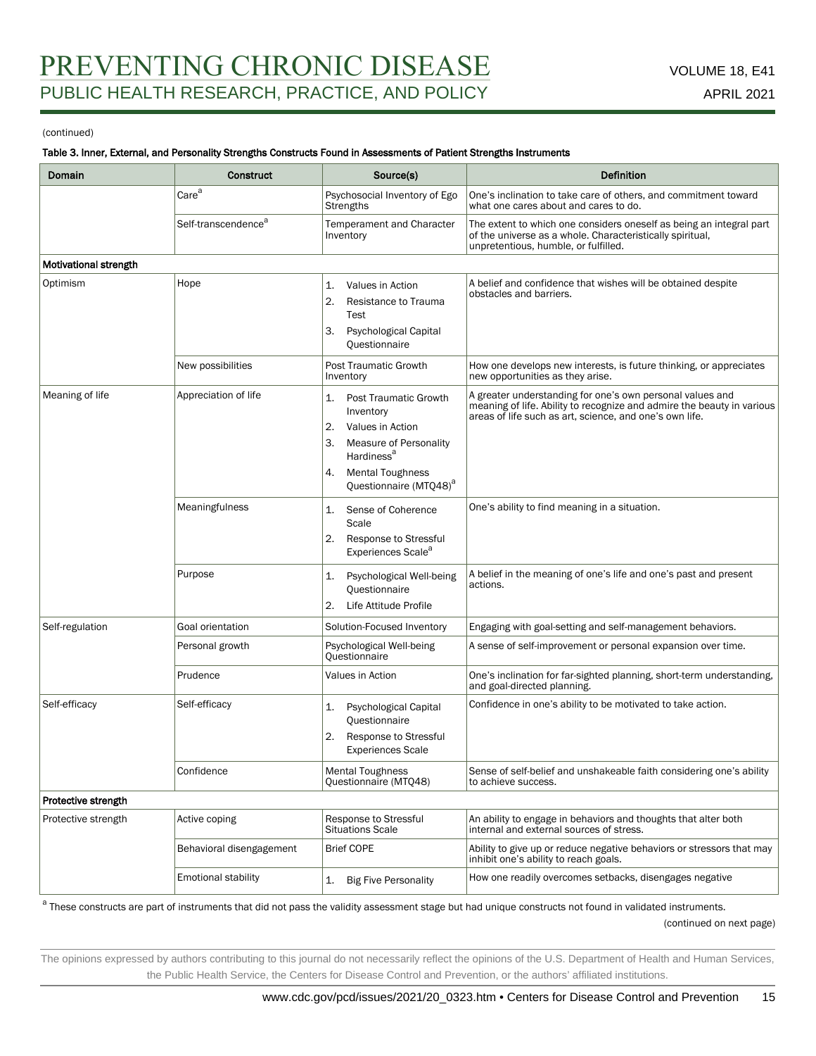(continued)

**Table 3. Inner, External, and Personality Strengths Constructs Found in Assessments of Patient Strengths Instruments**

| Domain | Construct | Source(s) | Definition |
|---|---|---|---|
| | Care[a] | Psychosocial Inventory of Ego Strengths | One's inclination to take care of others, and commitment toward what one cares about and cares to do. |
| | Self-transcendence[a] | Temperament and Character Inventory | The extent to which one considers oneself as being an integral part of the universe as a whole. Characteristically spiritual, unpretentious, humble, or fulfilled. |
| **Motivational strength** | | | |
| Optimism | Hope | 1. Values in Action<br>2. Resistance to Trauma Test<br>3. Psychological Capital Questionnaire | A belief and confidence that wishes will be obtained despite obstacles and barriers. |
| | New possibilities | Post Traumatic Growth Inventory | How one develops new interests, is future thinking, or appreciates new opportunities as they arise. |
| Meaning of life | Appreciation of life | 1. Post Traumatic Growth Inventory<br>2. Values in Action<br>3. Measure of Personality Hardiness[a]<br>4. Mental Toughness Questionnaire (MTQ48)[a] | A greater understanding for one's own personal values and meaning of life. Ability to recognize and admire the beauty in various areas of life such as art, science, and one's own life. |
| | Meaningfulness | 1. Sense of Coherence Scale<br>2. Response to Stressful Experiences Scale[a] | One's ability to find meaning in a situation. |
| | Purpose | 1. Psychological Well-being Questionnaire<br>2. Life Attitude Profile | A belief in the meaning of one's life and one's past and present actions. |
| Self-regulation | Goal orientation | Solution-Focused Inventory | Engaging with goal-setting and self-management behaviors. |
| | Personal growth | Psychological Well-being Questionnaire | A sense of self-improvement or personal expansion over time. |
| | Prudence | Values in Action | One's inclination for far-sighted planning, short-term understanding, and goal-directed planning. |
| Self-efficacy | Self-efficacy | 1. Psychological Capital Questionnaire<br>2. Response to Stressful Experiences Scale | Confidence in one's ability to be motivated to take action. |
| | Confidence | Mental Toughness Questionnaire (MTQ48) | Sense of self-belief and unshakeable faith considering one's ability to achieve success. |
| **Protective strength** | | | |
| Protective strength | Active coping | Response to Stressful Situations Scale | An ability to engage in behaviors and thoughts that alter both internal and external sources of stress. |
| | Behavioral disengagement | Brief COPE | Ability to give up or reduce negative behaviors or stressors that may inhibit one's ability to reach goals. |
| | Emotional stability | 1. Big Five Personality | How one readily overcomes setbacks, disengages negative |

[a] These constructs are part of instruments that did not pass the validity assessment stage but had unique constructs not found in validated instruments.

(continued on next page)

The opinions expressed by authors contributing to this journal do not necessarily reflect the opinions of the U.S. Department of Health and Human Services, the Public Health Service, the Centers for Disease Control and Prevention, or the authors' affiliated institutions.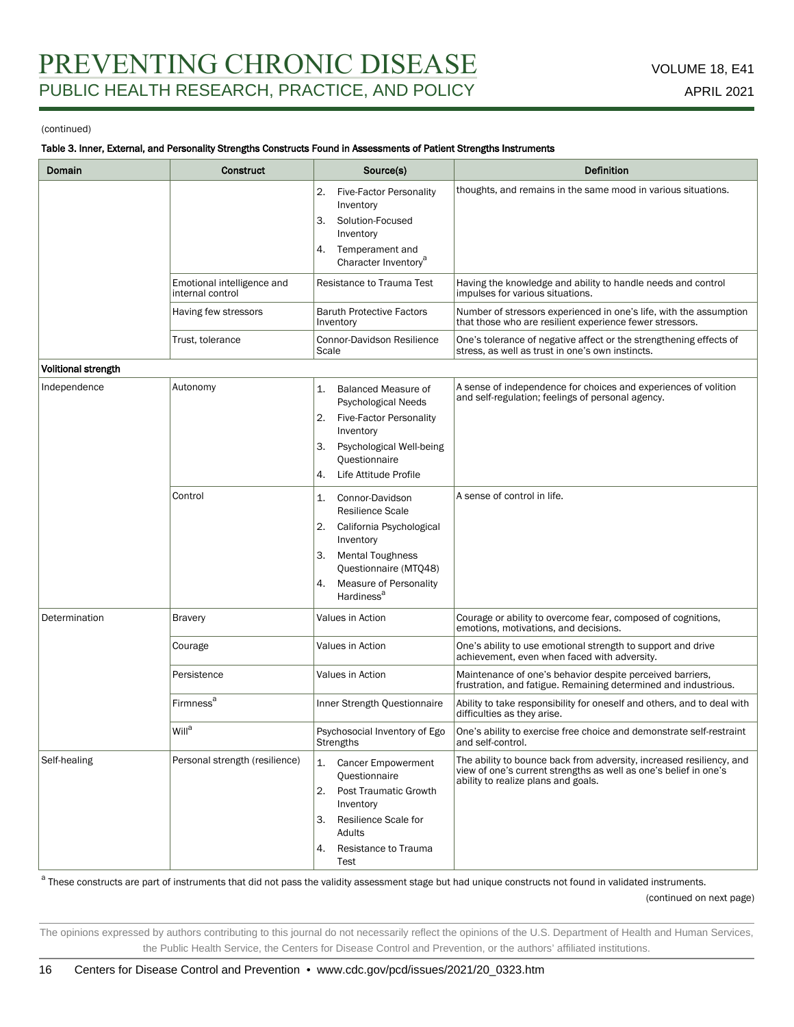(continued)

**Table 3. Inner, External, and Personality Strengths Constructs Found in Assessments of Patient Strengths Instruments**

| Domain | Construct | Source(s) | Definition |
|---|---|---|---|
| | | 2. Five-Factor Personality Inventory<br>3. Solution-Focused Inventory<br>4. Temperament and Character Inventory[a] | thoughts, and remains in the same mood in various situations. |
| | Emotional intelligence and internal control | Resistance to Trauma Test | Having the knowledge and ability to handle needs and control impulses for various situations. |
| | Having few stressors | Baruth Protective Factors Inventory | Number of stressors experienced in one's life, with the assumption that those who are resilient experience fewer stressors. |
| | Trust, tolerance | Connor-Davidson Resilience Scale | One's tolerance of negative affect or the strengthening effects of stress, as well as trust in one's own instincts. |
| **Volitional strength** | | | |
| Independence | Autonomy | 1. Balanced Measure of Psychological Needs<br>2. Five-Factor Personality Inventory<br>3. Psychological Well-being Questionnaire<br>4. Life Attitude Profile | A sense of independence for choices and experiences of volition and self-regulation; feelings of personal agency. |
| | Control | 1. Connor-Davidson Resilience Scale<br>2. California Psychological Inventory<br>3. Mental Toughness Questionnaire (MTQ48)<br>4. Measure of Personality Hardiness[a] | A sense of control in life. |
| Determination | Bravery | Values in Action | Courage or ability to overcome fear, composed of cognitions, emotions, motivations, and decisions. |
| | Courage | Values in Action | One's ability to use emotional strength to support and drive achievement, even when faced with adversity. |
| | Persistence | Values in Action | Maintenance of one's behavior despite perceived barriers, frustration, and fatigue. Remaining determined and industrious. |
| | Firmness[a] | Inner Strength Questionnaire | Ability to take responsibility for oneself and others, and to deal with difficulties as they arise. |
| | Will[a] | Psychosocial Inventory of Ego Strengths | One's ability to exercise free choice and demonstrate self-restraint and self-control. |
| Self-healing | Personal strength (resilience) | 1. Cancer Empowerment Questionnaire<br>2. Post Traumatic Growth Inventory<br>3. Resilience Scale for Adults<br>4. Resistance to Trauma Test | The ability to bounce back from adversity, increased resiliency, and view of one's current strengths as well as one's belief in one's ability to realize plans and goals. |

[a] These constructs are part of instruments that did not pass the validity assessment stage but had unique constructs not found in validated instruments.

(continued on next page)

The opinions expressed by authors contributing to this journal do not necessarily reflect the opinions of the U.S. Department of Health and Human Services, the Public Health Service, the Centers for Disease Control and Prevention, or the authors' affiliated institutions.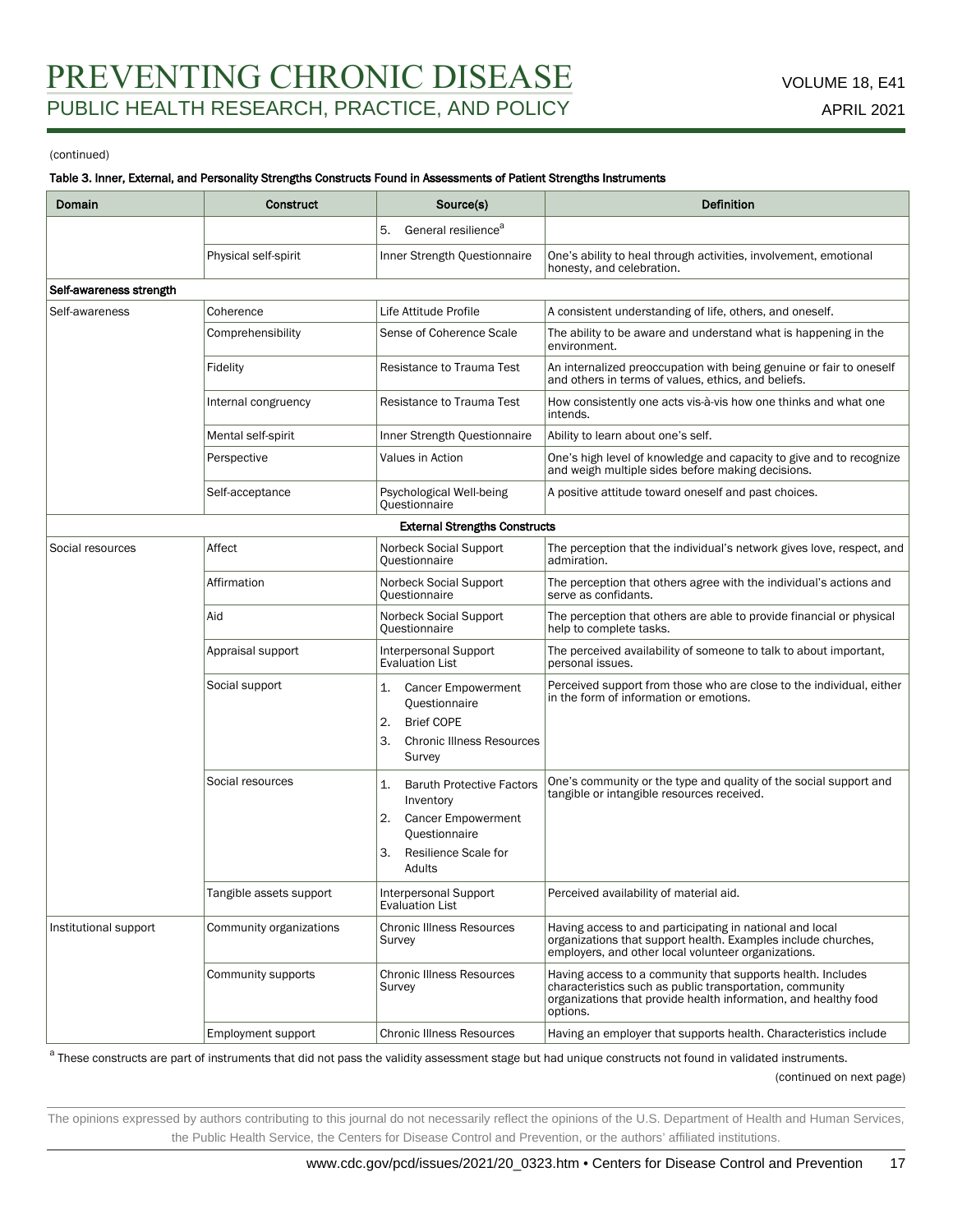(continued)

**Table 3. Inner, External, and Personality Strengths Constructs Found in Assessments of Patient Strengths Instruments**

| Domain | Construct | Source(s) | Definition |
|---|---|---|---|
| | | 5. General resilience[a] | |
| | Physical self-spirit | Inner Strength Questionnaire | One's ability to heal through activities, involvement, emotional honesty, and celebration. |
| **Self-awareness strength** | | | |
| Self-awareness | Coherence | Life Attitude Profile | A consistent understanding of life, others, and oneself. |
| | Comprehensibility | Sense of Coherence Scale | The ability to be aware and understand what is happening in the environment. |
| | Fidelity | Resistance to Trauma Test | An internalized preoccupation with being genuine or fair to oneself and others in terms of values, ethics, and beliefs. |
| | Internal congruency | Resistance to Trauma Test | How consistently one acts vis-à-vis how one thinks and what one intends. |
| | Mental self-spirit | Inner Strength Questionnaire | Ability to learn about one's self. |
| | Perspective | Values in Action | One's high level of knowledge and capacity to give and to recognize and weigh multiple sides before making decisions. |
| | Self-acceptance | Psychological Well-being Questionnaire | A positive attitude toward oneself and past choices. |
| **External Strengths Constructs** | | | |
| Social resources | Affect | Norbeck Social Support Questionnaire | The perception that the individual's network gives love, respect, and admiration. |
| | Affirmation | Norbeck Social Support Questionnaire | The perception that others agree with the individual's actions and serve as confidants. |
| | Aid | Norbeck Social Support Questionnaire | The perception that others are able to provide financial or physical help to complete tasks. |
| | Appraisal support | Interpersonal Support Evaluation List | The perceived availability of someone to talk to about important, personal issues. |
| | Social support | 1. Cancer Empowerment Questionnaire<br>2. Brief COPE<br>3. Chronic Illness Resources Survey | Perceived support from those who are close to the individual, either in the form of information or emotions. |
| | Social resources | 1. Baruth Protective Factors Inventory<br>2. Cancer Empowerment Questionnaire<br>3. Resilience Scale for Adults | One's community or the type and quality of the social support and tangible or intangible resources received. |
| | Tangible assets support | Interpersonal Support Evaluation List | Perceived availability of material aid. |
| Institutional support | Community organizations | Chronic Illness Resources Survey | Having access to and participating in national and local organizations that support health. Examples include churches, employers, and other local volunteer organizations. |
| | Community supports | Chronic Illness Resources Survey | Having access to a community that supports health. Includes characteristics such as public transportation, community organizations that provide health information, and healthy food options. |
| | Employment support | Chronic Illness Resources | Having an employer that supports health. Characteristics include |

[a] These constructs are part of instruments that did not pass the validity assessment stage but had unique constructs not found in validated instruments.

(continued on next page)

The opinions expressed by authors contributing to this journal do not necessarily reflect the opinions of the U.S. Department of Health and Human Services, the Public Health Service, the Centers for Disease Control and Prevention, or the authors' affiliated institutions.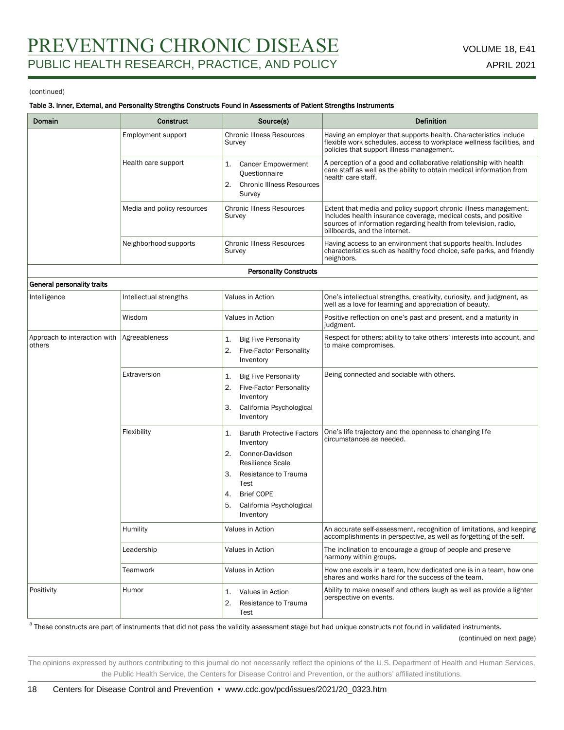(continued)

**Table 3. Inner, External, and Personality Strengths Constructs Found in Assessments of Patient Strengths Instruments**

| Domain | Construct | Source(s) | Definition |
|---|---|---|---|
| | Employment support | Chronic Illness Resources Survey | Having an employer that supports health. Characteristics include flexible work schedules, access to workplace wellness facilities, and policies that support illness management. |
| | Health care support | 1. Cancer Empowerment Questionnaire<br>2. Chronic Illness Resources Survey | A perception of a good and collaborative relationship with health care staff as well as the ability to obtain medical information from health care staff. |
| | Media and policy resources | Chronic Illness Resources Survey | Extent that media and policy support chronic illness management. Includes health insurance coverage, medical costs, and positive sources of information regarding health from television, radio, billboards, and the internet. |
| | Neighborhood supports | Chronic Illness Resources Survey | Having access to an environment that supports health. Includes characteristics such as healthy food choice, safe parks, and friendly neighbors. |
| | | **Personality Constructs** | |
| **General personality traits** | | | |
| Intelligence | Intellectual strengths | Values in Action | One's intellectual strengths, creativity, curiosity, and judgment, as well as a love for learning and appreciation of beauty. |
| | Wisdom | Values in Action | Positive reflection on one's past and present, and a maturity in judgment. |
| Approach to interaction with others | Agreeableness | 1. Big Five Personality<br>2. Five-Factor Personality Inventory | Respect for others; ability to take others' interests into account, and to make compromises. |
| | Extraversion | 1. Big Five Personality<br>2. Five-Factor Personality Inventory<br>3. California Psychological Inventory | Being connected and sociable with others. |
| | Flexibility | 1. Baruth Protective Factors Inventory<br>2. Connor-Davidson Resilience Scale<br>3. Resistance to Trauma Test<br>4. Brief COPE<br>5. California Psychological Inventory | One's life trajectory and the openness to changing life circumstances as needed. |
| | Humility | Values in Action | An accurate self-assessment, recognition of limitations, and keeping accomplishments in perspective, as well as forgetting of the self. |
| | Leadership | Values in Action | The inclination to encourage a group of people and preserve harmony within groups. |
| | Teamwork | Values in Action | How one excels in a team, how dedicated one is in a team, how one shares and works hard for the success of the team. |
| Positivity | Humor | 1. Values in Action<br>2. Resistance to Trauma Test | Ability to make oneself and others laugh as well as provide a lighter perspective on events. |

[a] These constructs are part of instruments that did not pass the validity assessment stage but had unique constructs not found in validated instruments.

(continued on next page)

The opinions expressed by authors contributing to this journal do not necessarily reflect the opinions of the U.S. Department of Health and Human Services, the Public Health Service, the Centers for Disease Control and Prevention, or the authors' affiliated institutions.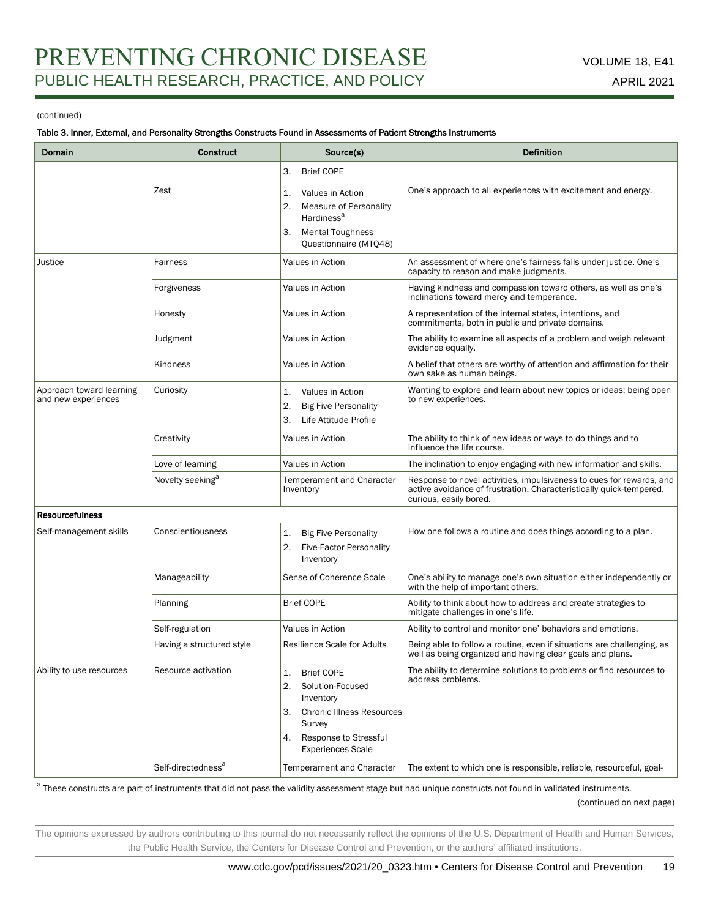(continued)

**Table 3. Inner, External, and Personality Strengths Constructs Found in Assessments of Patient Strengths Instruments**

| Domain | Construct | Source(s) | Definition |
| --- | --- | --- | --- |
| | | 3. Brief COPE | |
| | Zest | 1. Values in Action<br>2. Measure of Personality Hardiness[a]<br>3. Mental Toughness Questionnaire (MTQ48) | One's approach to all experiences with excitement and energy. |
| Justice | Fairness | Values in Action | An assessment of where one's fairness falls under justice. One's capacity to reason and make judgments. |
| | Forgiveness | Values in Action | Having kindness and compassion toward others, as well as one's inclinations toward mercy and temperance. |
| | Honesty | Values in Action | A representation of the internal states, intentions, and commitments, both in public and private domains. |
| | Judgment | Values in Action | The ability to examine all aspects of a problem and weigh relevant evidence equally. |
| | Kindness | Values in Action | A belief that others are worthy of attention and affirmation for their own sake as human beings. |
| Approach toward learning and new experiences | Curiosity | 1. Values in Action<br>2. Big Five Personality<br>3. Life Attitude Profile | Wanting to explore and learn about new topics or ideas; being open to new experiences. |
| | Creativity | Values in Action | The ability to think of new ideas or ways to do things and to influence the life course. |
| | Love of learning | Values in Action | The inclination to enjoy engaging with new information and skills. |
| | Novelty seeking[a] | Temperament and Character Inventory | Response to novel activities, impulsiveness to cues for rewards, and active avoidance of frustration. Characteristically quick-tempered, curious, easily bored. |
| **Resourcefulness** | | | |
| Self-management skills | Conscientiousness | 1. Big Five Personality<br>2. Five-Factor Personality Inventory | How one follows a routine and does things according to a plan. |
| | Manageability | Sense of Coherence Scale | One's ability to manage one's own situation either independently or with the help of important others. |
| | Planning | Brief COPE | Ability to think about how to address and create strategies to mitigate challenges in one's life. |
| | Self-regulation | Values in Action | Ability to control and monitor one' behaviors and emotions. |
| | Having a structured style | Resilience Scale for Adults | Being able to follow a routine, even if situations are challenging, as well as being organized and having clear goals and plans. |
| Ability to use resources | Resource activation | 1. Brief COPE<br>2. Solution-Focused Inventory<br>3. Chronic Illness Resources Survey<br>4. Response to Stressful Experiences Scale | The ability to determine solutions to problems or find resources to address problems. |
| | Self-directedness[a] | Temperament and Character | The extent to which one is responsible, reliable, resourceful, goal- |

[a] These constructs are part of instruments that did not pass the validity assessment stage but had unique constructs not found in validated instruments.

(continued on next page)

The opinions expressed by authors contributing to this journal do not necessarily reflect the opinions of the U.S. Department of Health and Human Services, the Public Health Service, the Centers for Disease Control and Prevention, or the authors' affiliated institutions.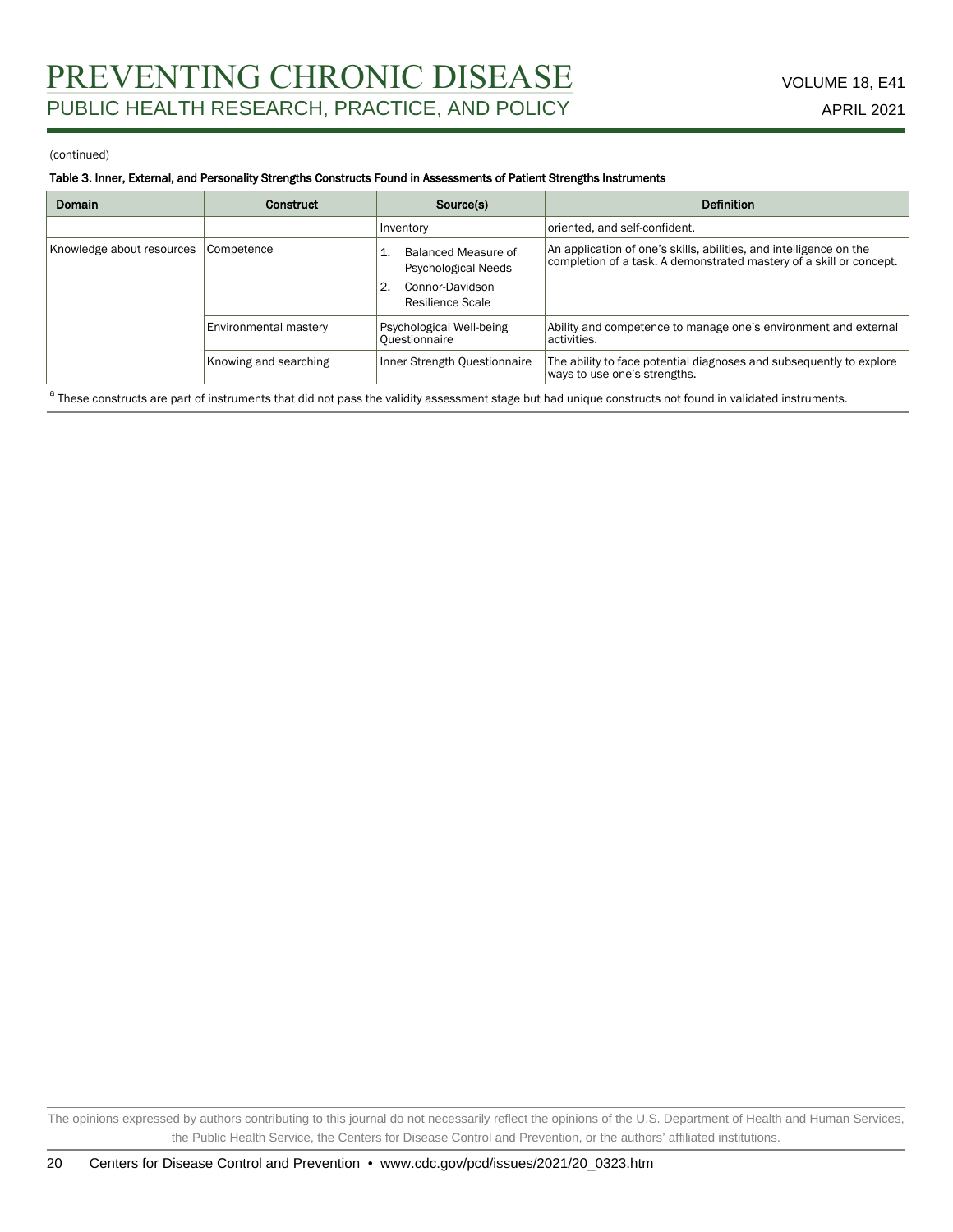(continued)

**Table 3. Inner, External, and Personality Strengths Constructs Found in Assessments of Patient Strengths Instruments**

| Domain | Construct | Source(s) | Definition |
|---|---|---|---|
| | | Inventory | oriented, and self-confident. |
| Knowledge about resources | Competence | 1. Balanced Measure of Psychological Needs<br>2. Connor-Davidson Resilience Scale | An application of one's skills, abilities, and intelligence on the completion of a task. A demonstrated mastery of a skill or concept. |
| | Environmental mastery | Psychological Well-being Questionnaire | Ability and competence to manage one's environment and external activities. |
| | Knowing and searching | Inner Strength Questionnaire | The ability to face potential diagnoses and subsequently to explore ways to use one's strengths. |

[a] These constructs are part of instruments that did not pass the validity assessment stage but had unique constructs not found in validated instruments.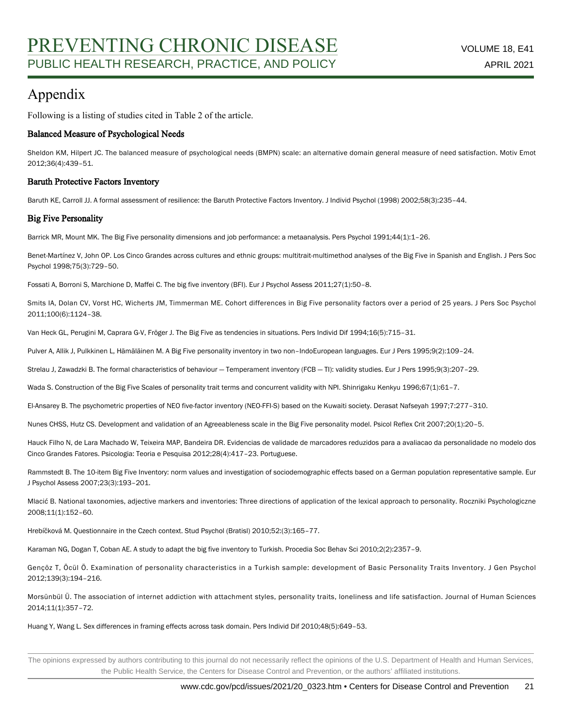# Appendix

Following is a listing of studies cited in Table 2 of the article.

### Balanced Measure of Psychological Needs

Sheldon KM, Hilpert JC. The balanced measure of psychological needs (BMPN) scale: an alternative domain general measure of need satisfaction. Motiv Emot 2012;36(4):439–51.

### Baruth Protective Factors Inventory

Baruth KE, Carroll JJ. A formal assessment of resilience: the Baruth Protective Factors Inventory. J Individ Psychol (1998) 2002;58(3):235–44.

### Big Five Personality

Barrick MR, Mount MK. The Big Five personality dimensions and job performance: a metaanalysis. Pers Psychol 1991;44(1):1–26.

Benet-Martínez V, John OP. Los Cinco Grandes across cultures and ethnic groups: multitrait-multimethod analyses of the Big Five in Spanish and English. J Pers Soc Psychol 1998;75(3):729–50.

Fossati A, Borroni S, Marchione D, Maffei C. The big five inventory (BFI). Eur J Psychol Assess 2011;27(1):50–8.

Smits IA, Dolan CV, Vorst HC, Wicherts JM, Timmerman ME. Cohort differences in Big Five personality factors over a period of 25 years. J Pers Soc Psychol 2011;100(6):1124–38.

Van Heck GL, Perugini M, Caprara G-V, Fröger J. The Big Five as tendencies in situations. Pers Individ Dif 1994;16(5):715–31.

Pulver A, Allik J, Pulkkinen L, Hämäläinen M. A Big Five personality inventory in two non–IndoEuropean languages. Eur J Pers 1995;9(2):109–24.

Strelau J, Zawadzki B. The formal characteristics of behaviour — Temperament inventory (FCB — TI): validity studies. Eur J Pers 1995;9(3):207–29.

Wada S. Construction of the Big Five Scales of personality trait terms and concurrent validity with NPI. Shinrigaku Kenkyu 1996;67(1):61–7.

El-Ansarey B. The psychometric properties of NEO five-factor inventory (NEO-FFI-S) based on the Kuwaiti society. Derasat Nafseyah 1997;7:277–310.

Nunes CHSS, Hutz CS. Development and validation of an Agreeableness scale in the Big Five personality model. Psicol Reflex Crit 2007;20(1):20–5.

Hauck Filho N, de Lara Machado W, Teixeira MAP, Bandeira DR. Evidencias de validade de marcadores reduzidos para a avaliacao da personalidade no modelo dos Cinco Grandes Fatores. Psicologia: Teoria e Pesquisa 2012;28(4):417–23. Portuguese.

Rammstedt B. The 10-item Big Five Inventory: norm values and investigation of sociodemographic effects based on a German population representative sample. Eur J Psychol Assess 2007;23(3):193–201.

Mlacić B. National taxonomies, adjective markers and inventories: Three directions of application of the lexical approach to personality. Roczniki Psychologiczne 2008;11(1):152–60.

Hrebíčková M. Questionnaire in the Czech context. Stud Psychol (Bratisl) 2010;52:(3):165–77.

Karaman NG, Dogan T, Coban AE. A study to adapt the big five inventory to Turkish. Procedia Soc Behav Sci 2010;2(2):2357–9.

Gençöz T, Öcül Ö. Examination of personality characteristics in a Turkish sample: development of Basic Personality Traits Inventory. J Gen Psychol 2012;139(3):194–216.

Morsünbül Ü. The association of internet addiction with attachment styles, personality traits, loneliness and life satisfaction. Journal of Human Sciences 2014;11(1):357–72.

Huang Y, Wang L. Sex differences in framing effects across task domain. Pers Individ Dif 2010;48(5):649–53.

The opinions expressed by authors contributing to this journal do not necessarily reflect the opinions of the U.S. Department of Health and Human Services, the Public Health Service, the Centers for Disease Control and Prevention, or the authors' affiliated institutions.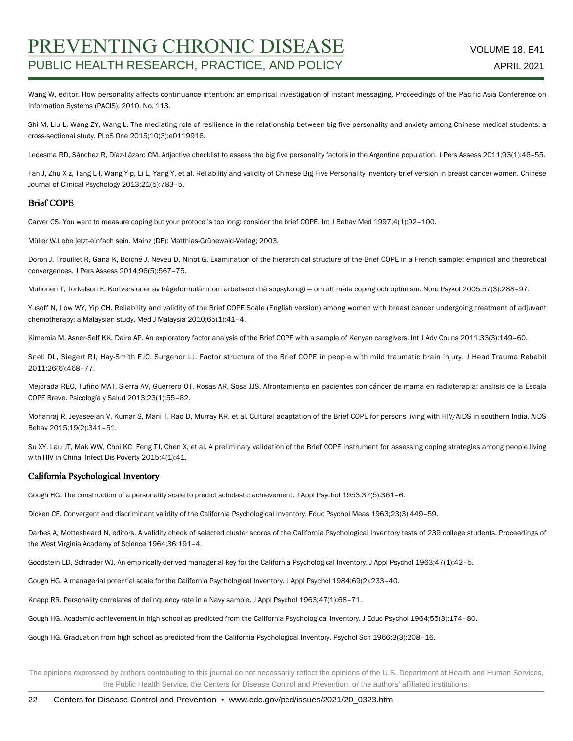Wang W, editor. How personality affects continuance intention: an empirical investigation of instant messaging. Proceedings of the Pacific Asia Conference on Information Systems (PACIS); 2010. No. 113.

Shi M, Liu L, Wang ZY, Wang L. The mediating role of resilience in the relationship between big five personality and anxiety among Chinese medical students: a cross-sectional study. PLoS One 2015;10(3):e0119916.

Ledesma RD, Sánchez R, Díaz-Lázaro CM. Adjective checklist to assess the big five personality factors in the Argentine population. J Pers Assess 2011;93(1):46–55.

Fan J, Zhu X-z, Tang L-l, Wang Y-p, Li L, Yang Y, et al. Reliability and validity of Chinese Big Five Personality inventory brief version in breast cancer women. Chinese Journal of Clinical Psychology 2013;21(5):783–5.

### Brief COPE

Carver CS. You want to measure coping but your protocol's too long: consider the brief COPE. Int J Behav Med 1997;4(1):92–100.

Müller W.Lebe jetzt-einfach sein. Mainz (DE): Matthias-Grünewald-Verlag; 2003.

Doron J, Trouillet R, Gana K, Boiché J, Neveu D, Ninot G. Examination of the hierarchical structure of the Brief COPE in a French sample: empirical and theoretical convergences. J Pers Assess 2014;96(5):567–75.

Muhonen T, Torkelson E. Kortversioner av frågeformulär inom arbets-och hälsopsykologi — om att mäta coping och optimism. Nord Psykol 2005;57(3):288–97.

Yusoff N, Low WY, Yip CH. Reliability and validity of the Brief COPE Scale (English version) among women with breast cancer undergoing treatment of adjuvant chemotherapy: a Malaysian study. Med J Malaysia 2010;65(1):41–4.

Kimemia M, Asner-Self KK, Daire AP. An exploratory factor analysis of the Brief COPE with a sample of Kenyan caregivers. Int J Adv Couns 2011;33(3):149–60.

Snell DL, Siegert RJ, Hay-Smith EJC, Surgenor LJ. Factor structure of the Brief COPE in people with mild traumatic brain injury. J Head Trauma Rehabil 2011;26(6):468–77.

Mejorada REO, Tufiño MAT, Sierra AV, Guerrero OT, Rosas AR, Sosa JJS. Afrontamiento en pacientes con cáncer de mama en radioterapia: análisis de la Escala COPE Breve. Psicología y Salud 2013;23(1):55–62.

Mohanraj R, Jeyaseelan V, Kumar S, Mani T, Rao D, Murray KR, et al. Cultural adaptation of the Brief COPE for persons living with HIV/AIDS in southern India. AIDS Behav 2015;19(2):341–51.

Su XY, Lau JT, Mak WW, Choi KC, Feng TJ, Chen X, et al. A preliminary validation of the Brief COPE instrument for assessing coping strategies among people living with HIV in China. Infect Dis Poverty 2015;4(1):41.

### California Psychological Inventory

Gough HG. The construction of a personality scale to predict scholastic achievement. J Appl Psychol 1953;37(5):361–6.

Dicken CF. Convergent and discriminant validity of the California Psychological Inventory. Educ Psychol Meas 1963;23(3):449–59.

Darbes A, Mottesheard N, editors. A validity check of selected cluster scores of the California Psychological Inventory tests of 239 college students. Proceedings of the West Virginia Academy of Science 1964;36:191–4.

Goodstein LD, Schrader WJ. An empirically-derived managerial key for the California Psychological Inventory. J Appl Psychol 1963;47(1):42–5.

Gough HG. A managerial potential scale for the California Psychological Inventory. J Appl Psychol 1984;69(2):233–40.

Knapp RR. Personality correlates of delinquency rate in a Navy sample. J Appl Psychol 1963;47(1):68–71.

Gough HG. Academic achievement in high school as predicted from the California Psychological Inventory. J Educ Psychol 1964;55(3):174–80.

Gough HG. Graduation from high school as predicted from the California Psychological Inventory. Psychol Sch 1966;3(3):208–16.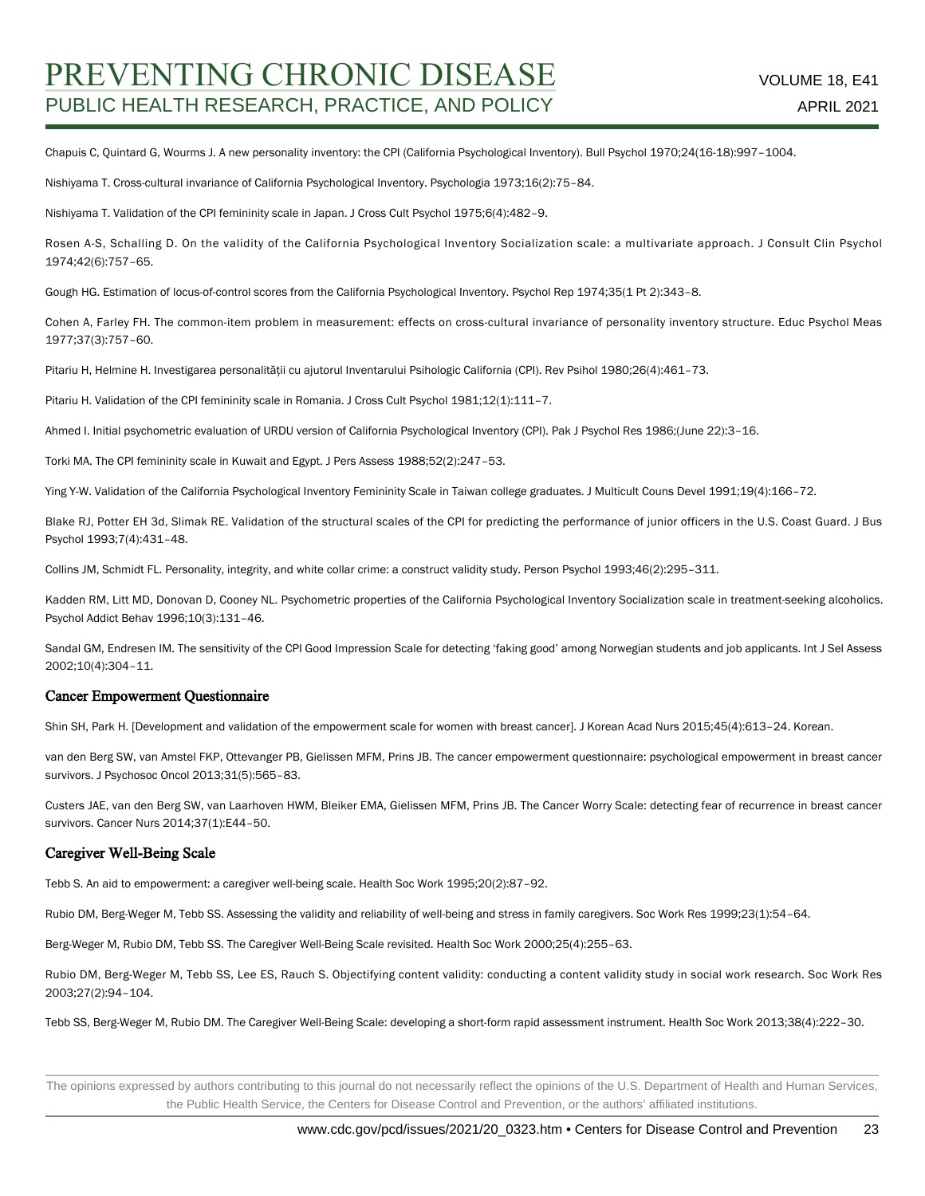Chapuis C, Quintard G, Wourms J. A new personality inventory: the CPI (California Psychological Inventory). Bull Psychol 1970;24(16-18):997–1004.

Nishiyama T. Cross-cultural invariance of California Psychological Inventory. Psychologia 1973;16(2):75–84.

Nishiyama T. Validation of the CPI femininity scale in Japan. J Cross Cult Psychol 1975;6(4):482–9.

Rosen A-S, Schalling D. On the validity of the California Psychological Inventory Socialization scale: a multivariate approach. J Consult Clin Psychol 1974;42(6):757–65.

Gough HG. Estimation of locus-of-control scores from the California Psychological Inventory. Psychol Rep 1974;35(1 Pt 2):343–8.

Cohen A, Farley FH. The common-item problem in measurement: effects on cross-cultural invariance of personality inventory structure. Educ Psychol Meas 1977;37(3):757–60.

Pitariu H, Helmine H. Investigarea personalității cu ajutorul Inventarului Psihologic California (CPI). Rev Psihol 1980;26(4):461–73.

Pitariu H. Validation of the CPI femininity scale in Romania. J Cross Cult Psychol 1981;12(1):111–7.

Ahmed I. Initial psychometric evaluation of URDU version of California Psychological Inventory (CPI). Pak J Psychol Res 1986;(June 22):3–16.

Torki MA. The CPI femininity scale in Kuwait and Egypt. J Pers Assess 1988;52(2):247–53.

Ying Y-W. Validation of the California Psychological Inventory Femininity Scale in Taiwan college graduates. J Multicult Couns Devel 1991;19(4):166–72.

Blake RJ, Potter EH 3d, Slimak RE. Validation of the structural scales of the CPI for predicting the performance of junior officers in the U.S. Coast Guard. J Bus Psychol 1993;7(4):431–48.

Collins JM, Schmidt FL. Personality, integrity, and white collar crime: a construct validity study. Person Psychol 1993;46(2):295–311.

Kadden RM, Litt MD, Donovan D, Cooney NL. Psychometric properties of the California Psychological Inventory Socialization scale in treatment-seeking alcoholics. Psychol Addict Behav 1996;10(3):131–46.

Sandal GM, Endresen IM. The sensitivity of the CPI Good Impression Scale for detecting 'faking good' among Norwegian students and job applicants. Int J Sel Assess 2002;10(4):304–11.

### Cancer Empowerment Questionnaire

Shin SH, Park H. [Development and validation of the empowerment scale for women with breast cancer]. J Korean Acad Nurs 2015;45(4):613–24. Korean.

van den Berg SW, van Amstel FKP, Ottevanger PB, Gielissen MFM, Prins JB. The cancer empowerment questionnaire: psychological empowerment in breast cancer survivors. J Psychosoc Oncol 2013;31(5):565–83.

Custers JAE, van den Berg SW, van Laarhoven HWM, Bleiker EMA, Gielissen MFM, Prins JB. The Cancer Worry Scale: detecting fear of recurrence in breast cancer survivors. Cancer Nurs 2014;37(1):E44–50.

### Caregiver Well-Being Scale

Tebb S. An aid to empowerment: a caregiver well-being scale. Health Soc Work 1995;20(2):87–92.

Rubio DM, Berg-Weger M, Tebb SS. Assessing the validity and reliability of well-being and stress in family caregivers. Soc Work Res 1999;23(1):54–64.

Berg-Weger M, Rubio DM, Tebb SS. The Caregiver Well-Being Scale revisited. Health Soc Work 2000;25(4):255–63.

Rubio DM, Berg-Weger M, Tebb SS, Lee ES, Rauch S. Objectifying content validity: conducting a content validity study in social work research. Soc Work Res 2003;27(2):94–104.

Tebb SS, Berg-Weger M, Rubio DM. The Caregiver Well-Being Scale: developing a short-form rapid assessment instrument. Health Soc Work 2013;38(4):222–30.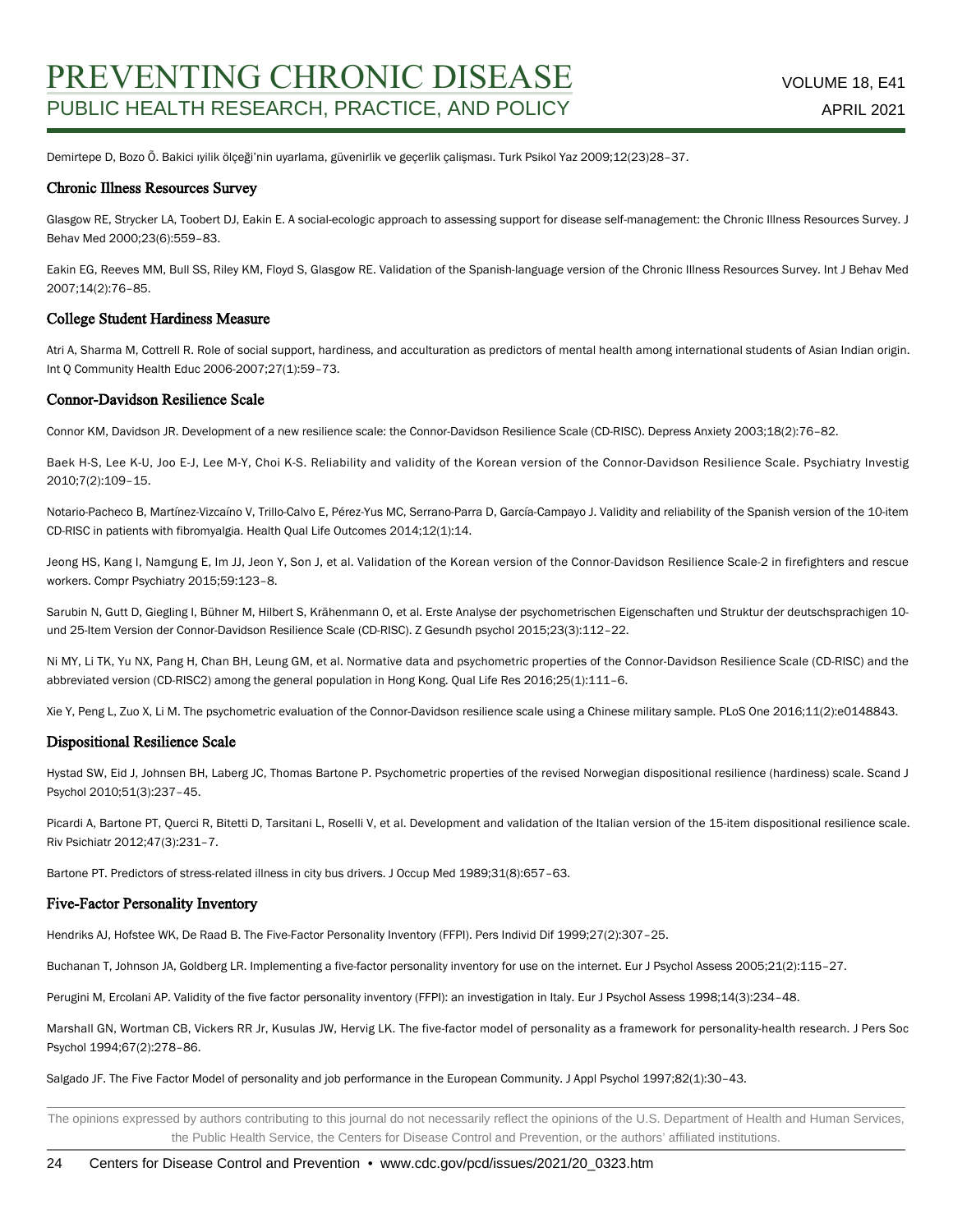Demirtepe D, Bozo Ö. Bakici ıyilik ölçeği'nin uyarlama, güvenirlik ve geçerlik çalişması. Turk Psikol Yaz 2009;12(23)28–37.

### Chronic Illness Resources Survey

Glasgow RE, Strycker LA, Toobert DJ, Eakin E. A social-ecologic approach to assessing support for disease self-management: the Chronic Illness Resources Survey. J Behav Med 2000;23(6):559–83.

Eakin EG, Reeves MM, Bull SS, Riley KM, Floyd S, Glasgow RE. Validation of the Spanish-language version of the Chronic Illness Resources Survey. Int J Behav Med 2007;14(2):76–85.

### College Student Hardiness Measure

Atri A, Sharma M, Cottrell R. Role of social support, hardiness, and acculturation as predictors of mental health among international students of Asian Indian origin. Int Q Community Health Educ 2006-2007;27(1):59–73.

### Connor-Davidson Resilience Scale

Connor KM, Davidson JR. Development of a new resilience scale: the Connor-Davidson Resilience Scale (CD-RISC). Depress Anxiety 2003;18(2):76–82.

Baek H-S, Lee K-U, Joo E-J, Lee M-Y, Choi K-S. Reliability and validity of the Korean version of the Connor-Davidson Resilience Scale. Psychiatry Investig 2010;7(2):109–15.

Notario-Pacheco B, Martínez-Vizcaíno V, Trillo-Calvo E, Pérez-Yus MC, Serrano-Parra D, García-Campayo J. Validity and reliability of the Spanish version of the 10-item CD-RISC in patients with fibromyalgia. Health Qual Life Outcomes 2014;12(1):14.

Jeong HS, Kang I, Namgung E, Im JJ, Jeon Y, Son J, et al. Validation of the Korean version of the Connor-Davidson Resilience Scale-2 in firefighters and rescue workers. Compr Psychiatry 2015;59:123–8.

Sarubin N, Gutt D, Giegling I, Bühner M, Hilbert S, Krähenmann O, et al. Erste Analyse der psychometrischen Eigenschaften und Struktur der deutschsprachigen 10- und 25-Item Version der Connor-Davidson Resilience Scale (CD-RISC). Z Gesundh psychol 2015;23(3):112–22.

Ni MY, Li TK, Yu NX, Pang H, Chan BH, Leung GM, et al. Normative data and psychometric properties of the Connor-Davidson Resilience Scale (CD-RISC) and the abbreviated version (CD-RISC2) among the general population in Hong Kong. Qual Life Res 2016;25(1):111–6.

Xie Y, Peng L, Zuo X, Li M. The psychometric evaluation of the Connor-Davidson resilience scale using a Chinese military sample. PLoS One 2016;11(2):e0148843.

### Dispositional Resilience Scale

Hystad SW, Eid J, Johnsen BH, Laberg JC, Thomas Bartone P. Psychometric properties of the revised Norwegian dispositional resilience (hardiness) scale. Scand J Psychol 2010;51(3):237–45.

Picardi A, Bartone PT, Querci R, Bitetti D, Tarsitani L, Roselli V, et al. Development and validation of the Italian version of the 15-item dispositional resilience scale. Riv Psichiatr 2012;47(3):231–7.

Bartone PT. Predictors of stress-related illness in city bus drivers. J Occup Med 1989;31(8):657–63.

### Five-Factor Personality Inventory

Hendriks AJ, Hofstee WK, De Raad B. The Five-Factor Personality Inventory (FFPI). Pers Individ Dif 1999;27(2):307–25.

Buchanan T, Johnson JA, Goldberg LR. Implementing a five-factor personality inventory for use on the internet. Eur J Psychol Assess 2005;21(2):115–27.

Perugini M, Ercolani AP. Validity of the five factor personality inventory (FFPI): an investigation in Italy. Eur J Psychol Assess 1998;14(3):234–48.

Marshall GN, Wortman CB, Vickers RR Jr, Kusulas JW, Hervig LK. The five-factor model of personality as a framework for personality-health research. J Pers Soc Psychol 1994;67(2):278–86.

Salgado JF. The Five Factor Model of personality and job performance in the European Community. J Appl Psychol 1997;82(1):30–43.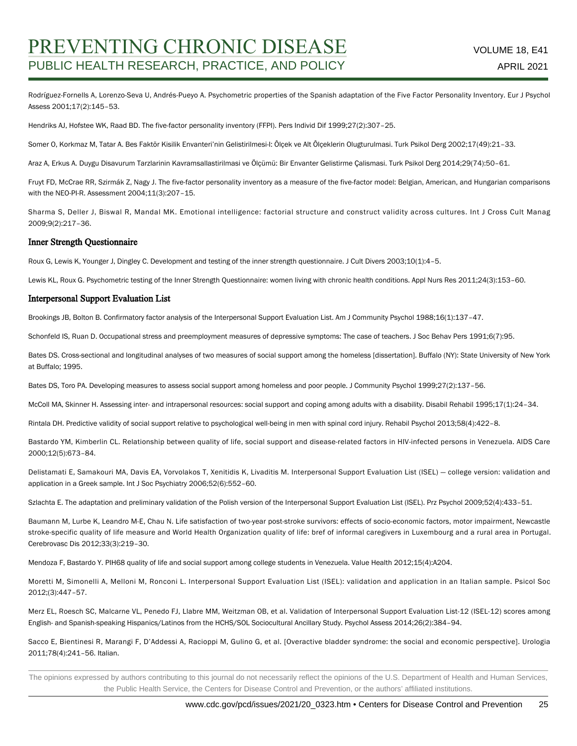Rodríguez-Fornells A, Lorenzo-Seva U, Andrés-Pueyo A. Psychometric properties of the Spanish adaptation of the Five Factor Personality Inventory. Eur J Psychol Assess 2001;17(2):145–53.

Hendriks AJ, Hofstee WK, Raad BD. The five-factor personality inventory (FFPI). Pers Individ Dif 1999;27(2):307–25.

Somer O, Korkmaz M, Tatar A. Bes Faktör Kisilik Envanteri'nin Gelistirilmesi-I: Ölçek ve Alt Ölçeklerin Olugturulmasi. Turk Psikol Derg 2002;17(49):21–33.

Araz A, Erkus A. Duygu Disavurum Tarzlarinin Kavramsallastirilmasi ve Ölçümü: Bir Envanter Gelistirme Çalismasi. Turk Psikol Derg 2014;29(74):50–61.

Fruyt FD, McCrae RR, Szirmák Z, Nagy J. The five-factor personality inventory as a measure of the five-factor model: Belgian, American, and Hungarian comparisons with the NEO-PI-R. Assessment 2004;11(3):207–15.

Sharma S, Deller J, Biswal R, Mandal MK. Emotional intelligence: factorial structure and construct validity across cultures. Int J Cross Cult Manag 2009;9(2):217–36.

### Inner Strength Questionnaire

Roux G, Lewis K, Younger J, Dingley C. Development and testing of the inner strength questionnaire. J Cult Divers 2003;10(1):4–5.

Lewis KL, Roux G. Psychometric testing of the Inner Strength Questionnaire: women living with chronic health conditions. Appl Nurs Res 2011;24(3):153–60.

### Interpersonal Support Evaluation List

Brookings JB, Bolton B. Confirmatory factor analysis of the Interpersonal Support Evaluation List. Am J Community Psychol 1988;16(1):137–47.

Schonfeld IS, Ruan D. Occupational stress and preemployment measures of depressive symptoms: The case of teachers. J Soc Behav Pers 1991;6(7):95.

Bates DS. Cross-sectional and longitudinal analyses of two measures of social support among the homeless [dissertation]. Buffalo (NY): State University of New York at Buffalo; 1995.

Bates DS, Toro PA. Developing measures to assess social support among homeless and poor people. J Community Psychol 1999;27(2):137–56.

McColl MA, Skinner H. Assessing inter- and intrapersonal resources: social support and coping among adults with a disability. Disabil Rehabil 1995;17(1):24–34.

Rintala DH. Predictive validity of social support relative to psychological well-being in men with spinal cord injury. Rehabil Psychol 2013;58(4):422–8.

Bastardo YM, Kimberlin CL. Relationship between quality of life, social support and disease-related factors in HIV-infected persons in Venezuela. AIDS Care 2000;12(5):673–84.

Delistamati E, Samakouri MA, Davis EA, Vorvolakos T, Xenitidis K, Livaditis M. Interpersonal Support Evaluation List (ISEL) — college version: validation and application in a Greek sample. Int J Soc Psychiatry 2006;52(6):552–60.

Szlachta E. The adaptation and preliminary validation of the Polish version of the Interpersonal Support Evaluation List (ISEL). Prz Psychol 2009;52(4):433–51.

Baumann M, Lurbe K, Leandro M-E, Chau N. Life satisfaction of two-year post-stroke survivors: effects of socio-economic factors, motor impairment, Newcastle stroke-specific quality of life measure and World Health Organization quality of life: bref of informal caregivers in Luxembourg and a rural area in Portugal. Cerebrovasc Dis 2012;33(3):219–30.

Mendoza F, Bastardo Y. PIH68 quality of life and social support among college students in Venezuela. Value Health 2012;15(4):A204.

Moretti M, Simonelli A, Melloni M, Ronconi L. Interpersonal Support Evaluation List (ISEL): validation and application in an Italian sample. Psicol Soc 2012;(3):447–57.

Merz EL, Roesch SC, Malcarne VL, Penedo FJ, Llabre MM, Weitzman OB, et al. Validation of Interpersonal Support Evaluation List-12 (ISEL-12) scores among English- and Spanish-speaking Hispanics/Latinos from the HCHS/SOL Sociocultural Ancillary Study. Psychol Assess 2014;26(2):384–94.

Sacco E, Bientinesi R, Marangi F, D'Addessi A, Racioppi M, Gulino G, et al. [Overactive bladder syndrome: the social and economic perspective]. Urologia 2011;78(4):241–56. Italian.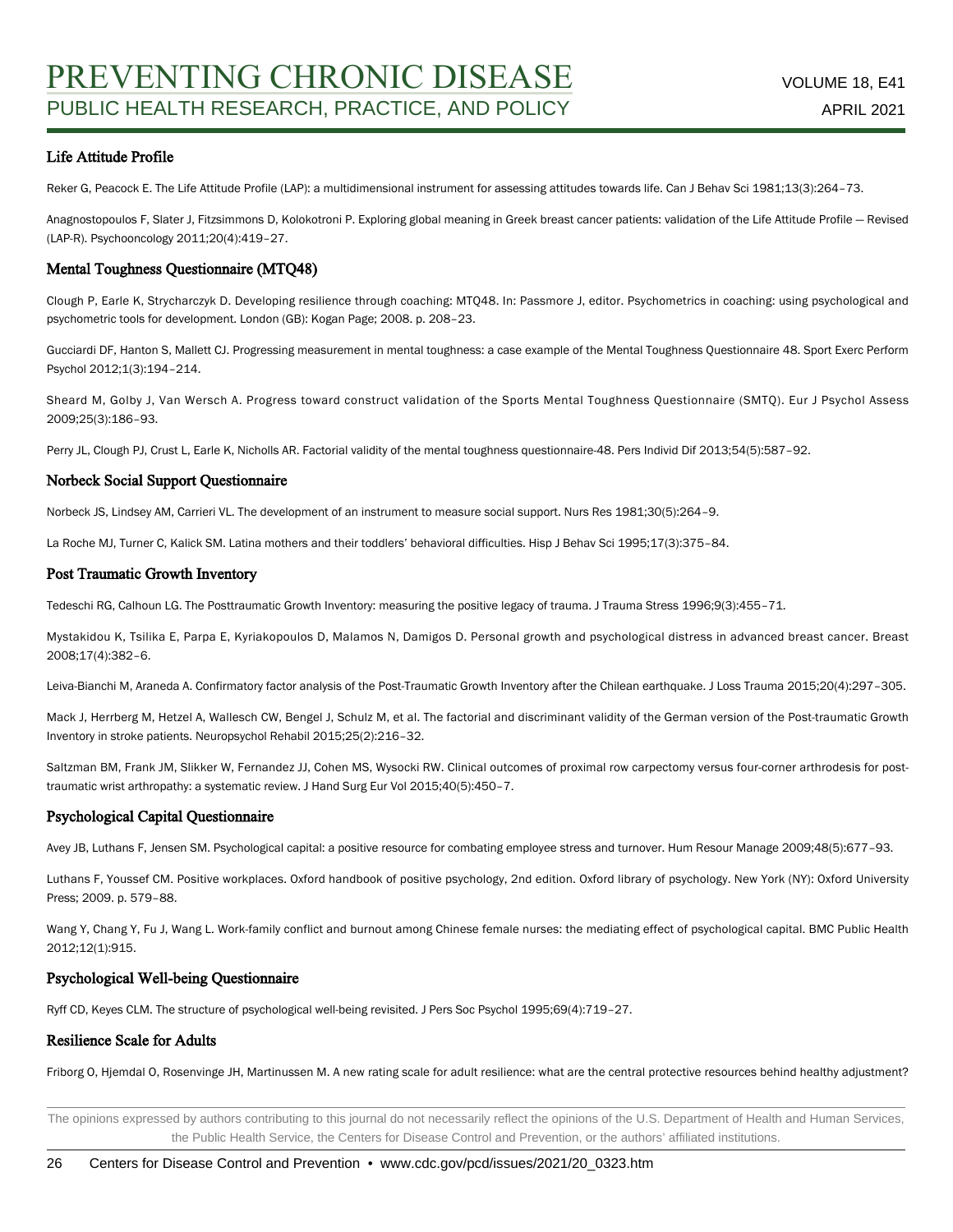### Life Attitude Profile

Reker G, Peacock E. The Life Attitude Profile (LAP): a multidimensional instrument for assessing attitudes towards life. Can J Behav Sci 1981;13(3):264–73.

Anagnostopoulos F, Slater J, Fitzsimmons D, Kolokotroni P. Exploring global meaning in Greek breast cancer patients: validation of the Life Attitude Profile — Revised (LAP-R). Psychooncology 2011;20(4):419–27.

### Mental Toughness Questionnaire (MTQ48)

Clough P, Earle K, Strycharczyk D. Developing resilience through coaching: MTQ48. In: Passmore J, editor. Psychometrics in coaching: using psychological and psychometric tools for development. London (GB): Kogan Page; 2008. p. 208–23.

Gucciardi DF, Hanton S, Mallett CJ. Progressing measurement in mental toughness: a case example of the Mental Toughness Questionnaire 48. Sport Exerc Perform Psychol 2012;1(3):194–214.

Sheard M, Golby J, Van Wersch A. Progress toward construct validation of the Sports Mental Toughness Questionnaire (SMTQ). Eur J Psychol Assess 2009;25(3):186–93.

Perry JL, Clough PJ, Crust L, Earle K, Nicholls AR. Factorial validity of the mental toughness questionnaire-48. Pers Individ Dif 2013;54(5):587–92.

### Norbeck Social Support Questionnaire

Norbeck JS, Lindsey AM, Carrieri VL. The development of an instrument to measure social support. Nurs Res 1981;30(5):264–9.

La Roche MJ, Turner C, Kalick SM. Latina mothers and their toddlers' behavioral difficulties. Hisp J Behav Sci 1995;17(3):375–84.

### Post Traumatic Growth Inventory

Tedeschi RG, Calhoun LG. The Posttraumatic Growth Inventory: measuring the positive legacy of trauma. J Trauma Stress 1996;9(3):455–71.

Mystakidou K, Tsilika E, Parpa E, Kyriakopoulos D, Malamos N, Damigos D. Personal growth and psychological distress in advanced breast cancer. Breast 2008;17(4):382–6.

Leiva-Bianchi M, Araneda A. Confirmatory factor analysis of the Post-Traumatic Growth Inventory after the Chilean earthquake. J Loss Trauma 2015;20(4):297–305.

Mack J, Herrberg M, Hetzel A, Wallesch CW, Bengel J, Schulz M, et al. The factorial and discriminant validity of the German version of the Post-traumatic Growth Inventory in stroke patients. Neuropsychol Rehabil 2015;25(2):216–32.

Saltzman BM, Frank JM, Slikker W, Fernandez JJ, Cohen MS, Wysocki RW. Clinical outcomes of proximal row carpectomy versus four-corner arthrodesis for post-traumatic wrist arthropathy: a systematic review. J Hand Surg Eur Vol 2015;40(5):450–7.

### Psychological Capital Questionnaire

Avey JB, Luthans F, Jensen SM. Psychological capital: a positive resource for combating employee stress and turnover. Hum Resour Manage 2009;48(5):677–93.

Luthans F, Youssef CM. Positive workplaces. Oxford handbook of positive psychology, 2nd edition. Oxford library of psychology. New York (NY): Oxford University Press; 2009. p. 579–88.

Wang Y, Chang Y, Fu J, Wang L. Work-family conflict and burnout among Chinese female nurses: the mediating effect of psychological capital. BMC Public Health 2012;12(1):915.

### Psychological Well-being Questionnaire

Ryff CD, Keyes CLM. The structure of psychological well-being revisited. J Pers Soc Psychol 1995;69(4):719–27.

### Resilience Scale for Adults

Friborg O, Hjemdal O, Rosenvinge JH, Martinussen M. A new rating scale for adult resilience: what are the central protective resources behind healthy adjustment?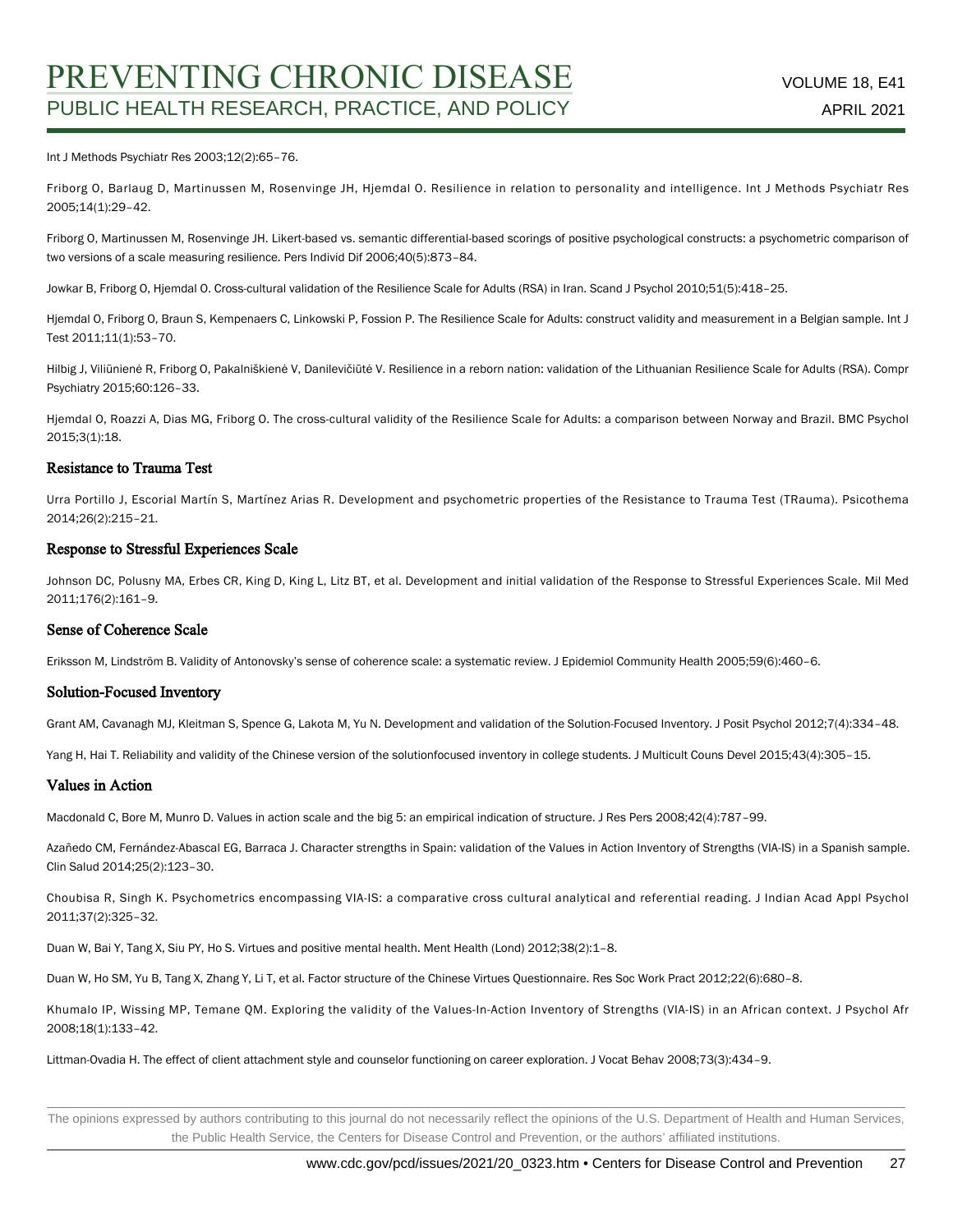Int J Methods Psychiatr Res 2003;12(2):65–76.

Friborg O, Barlaug D, Martinussen M, Rosenvinge JH, Hjemdal O. Resilience in relation to personality and intelligence. Int J Methods Psychiatr Res 2005;14(1):29–42.

Friborg O, Martinussen M, Rosenvinge JH. Likert-based vs. semantic differential-based scorings of positive psychological constructs: a psychometric comparison of two versions of a scale measuring resilience. Pers Individ Dif 2006;40(5):873–84.

Jowkar B, Friborg O, Hjemdal O. Cross-cultural validation of the Resilience Scale for Adults (RSA) in Iran. Scand J Psychol 2010;51(5):418–25.

Hjemdal O, Friborg O, Braun S, Kempenaers C, Linkowski P, Fossion P. The Resilience Scale for Adults: construct validity and measurement in a Belgian sample. Int J Test 2011;11(1):53–70.

Hilbig J, Viliūnienė R, Friborg O, Pakalniškienė V, Danilevičiūtė V. Resilience in a reborn nation: validation of the Lithuanian Resilience Scale for Adults (RSA). Compr Psychiatry 2015;60:126–33.

Hjemdal O, Roazzi A, Dias MG, Friborg O. The cross-cultural validity of the Resilience Scale for Adults: a comparison between Norway and Brazil. BMC Psychol 2015;3(1):18.

### Resistance to Trauma Test

Urra Portillo J, Escorial Martín S, Martínez Arias R. Development and psychometric properties of the Resistance to Trauma Test (TRauma). Psicothema 2014;26(2):215–21.

### Response to Stressful Experiences Scale

Johnson DC, Polusny MA, Erbes CR, King D, King L, Litz BT, et al. Development and initial validation of the Response to Stressful Experiences Scale. Mil Med 2011;176(2):161–9.

### Sense of Coherence Scale

Eriksson M, Lindström B. Validity of Antonovsky's sense of coherence scale: a systematic review. J Epidemiol Community Health 2005;59(6):460–6.

### Solution-Focused Inventory

Grant AM, Cavanagh MJ, Kleitman S, Spence G, Lakota M, Yu N. Development and validation of the Solution-Focused Inventory. J Posit Psychol 2012;7(4):334–48.

Yang H, Hai T. Reliability and validity of the Chinese version of the solutionfocused inventory in college students. J Multicult Couns Devel 2015;43(4):305–15.

### Values in Action

Macdonald C, Bore M, Munro D. Values in action scale and the big 5: an empirical indication of structure. J Res Pers 2008;42(4):787–99.

Azañedo CM, Fernández-Abascal EG, Barraca J. Character strengths in Spain: validation of the Values in Action Inventory of Strengths (VIA-IS) in a Spanish sample. Clin Salud 2014;25(2):123–30.

Choubisa R, Singh K. Psychometrics encompassing VIA-IS: a comparative cross cultural analytical and referential reading. J Indian Acad Appl Psychol 2011;37(2):325–32.

Duan W, Bai Y, Tang X, Siu PY, Ho S. Virtues and positive mental health. Ment Health (Lond) 2012;38(2):1–8.

Duan W, Ho SM, Yu B, Tang X, Zhang Y, Li T, et al. Factor structure of the Chinese Virtues Questionnaire. Res Soc Work Pract 2012;22(6):680–8.

Khumalo IP, Wissing MP, Temane QM. Exploring the validity of the Values-In-Action Inventory of Strengths (VIA-IS) in an African context. J Psychol Afr 2008;18(1):133–42.

Littman-Ovadia H. The effect of client attachment style and counselor functioning on career exploration. J Vocat Behav 2008;73(3):434–9.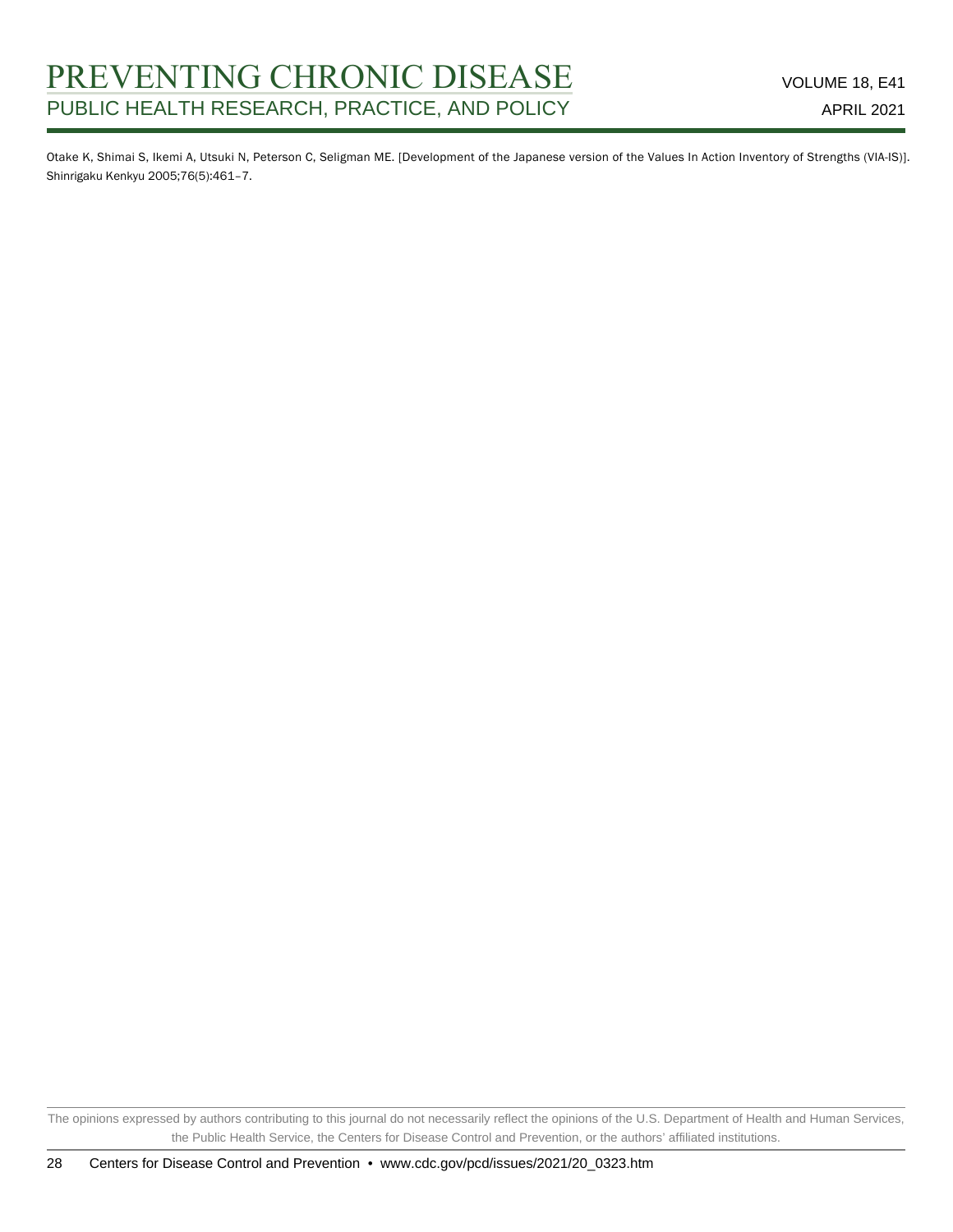Otake K, Shimai S, Ikemi A, Utsuki N, Peterson C, Seligman ME. [Development of the Japanese version of the Values In Action Inventory of Strengths (VIA-IS)]. Shinrigaku Kenkyu 2005;76(5):461–7.

The opinions expressed by authors contributing to this journal do not necessarily reflect the opinions of the U.S. Department of Health and Human Services, the Public Health Service, the Centers for Disease Control and Prevention, or the authors' affiliated institutions.